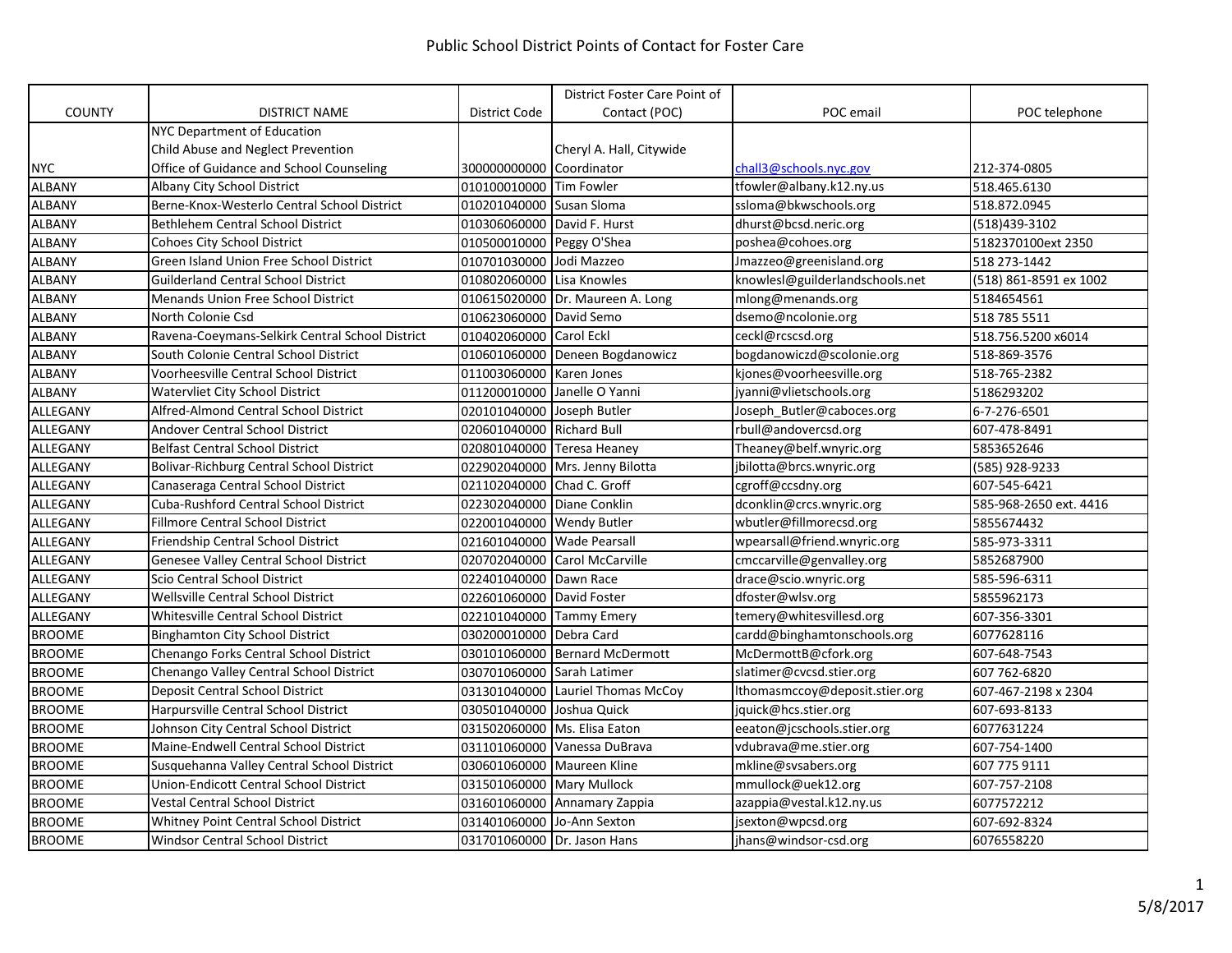# Public School District Points of Contact for Foster Care

| COUNTY | DISTRICT NAME | District Code | District Foster Care Point of Contact (POC) | POC email | POC telephone |
|---|---|---|---|---|---|
| NYC | NYC Department of Education Child Abuse and Neglect Prevention Office of Guidance and School Counseling | 300000000000 | Cheryl A. Hall, Citywide Coordinator | chall3@schools.nyc.gov | 212-374-0805 |
| ALBANY | Albany City School District | 010100010000 | Tim Fowler | tfowler@albany.k12.ny.us | 518.465.6130 |
| ALBANY | Berne-Knox-Westerlo Central School District | 010201040000 | Susan Sloma | ssloma@bkwschools.org | 518.872.0945 |
| ALBANY | Bethlehem Central School District | 010306060000 | David F. Hurst | dhurst@bcsd.neric.org | (518)439-3102 |
| ALBANY | Cohoes City School District | 010500010000 | Peggy O'Shea | poshea@cohoes.org | 5182370100ext 2350 |
| ALBANY | Green Island Union Free School District | 010701030000 | Jodi Mazzeo | Jmazzeo@greenisland.org | 518 273-1442 |
| ALBANY | Guilderland Central School District | 010802060000 | Lisa Knowles | knowlesl@guilderlandschools.net | (518) 861-8591 ex 1002 |
| ALBANY | Menands Union Free School District | 010615020000 | Dr. Maureen A. Long | mlong@menands.org | 5184654561 |
| ALBANY | North Colonie Csd | 010623060000 | David Semo | dsemo@ncolonie.org | 518 785 5511 |
| ALBANY | Ravena-Coeymans-Selkirk Central School District | 010402060000 | Carol Eckl | ceckl@rcscsd.org | 518.756.5200 x6014 |
| ALBANY | South Colonie Central School District | 010601060000 | Deneen Bogdanowicz | bogdanowiczd@scolonie.org | 518-869-3576 |
| ALBANY | Voorheesville Central School District | 011003060000 | Karen Jones | kjones@voorheesville.org | 518-765-2382 |
| ALBANY | Watervliet City School District | 011200010000 | Janelle O Yanni | jyanni@vlietschools.org | 5186293202 |
| ALLEGANY | Alfred-Almond Central School District | 020101040000 | Joseph Butler | Joseph_Butler@caboces.org | 6-7-276-6501 |
| ALLEGANY | Andover Central School District | 020601040000 | Richard Bull | rbull@andovercsd.org | 607-478-8491 |
| ALLEGANY | Belfast Central School District | 020801040000 | Teresa Heaney | Theaney@belf.wnyric.org | 5853652646 |
| ALLEGANY | Bolivar-Richburg Central School District | 022902040000 | Mrs. Jenny Bilotta | jbilotta@brcs.wnyric.org | (585) 928-9233 |
| ALLEGANY | Canaseraga Central School District | 021102040000 | Chad C. Groff | cgroff@ccsdny.org | 607-545-6421 |
| ALLEGANY | Cuba-Rushford Central School District | 022302040000 | Diane Conklin | dconklin@crcs.wnyric.org | 585-968-2650 ext. 4416 |
| ALLEGANY | Fillmore Central School District | 022001040000 | Wendy Butler | wbutler@fillmorecsd.org | 5855674432 |
| ALLEGANY | Friendship Central School District | 021601040000 | Wade Pearsall | wpearsall@friend.wnyric.org | 585-973-3311 |
| ALLEGANY | Genesee Valley Central School District | 020702040000 | Carol McCarville | cmccarville@genvalley.org | 5852687900 |
| ALLEGANY | Scio Central School District | 022401040000 | Dawn Race | drace@scio.wnyric.org | 585-596-6311 |
| ALLEGANY | Wellsville Central School District | 022601060000 | David Foster | dfoster@wlsv.org | 5855962173 |
| ALLEGANY | Whitesville Central School District | 022101040000 | Tammy Emery | temery@whitesvillesd.org | 607-356-3301 |
| BROOME | Binghamton City School District | 030200010000 | Debra Card | cardd@binghamtonschools.org | 6077628116 |
| BROOME | Chenango Forks Central School District | 030101060000 | Bernard McDermott | McDermottB@cfork.org | 607-648-7543 |
| BROOME | Chenango Valley Central School District | 030701060000 | Sarah Latimer | slatimer@cvcsd.stier.org | 607 762-6820 |
| BROOME | Deposit Central School District | 031301040000 | Lauriel Thomas McCoy | lthomasmccoy@deposit.stier.org | 607-467-2198 x 2304 |
| BROOME | Harpursville Central School District | 030501040000 | Joshua Quick | jquick@hcs.stier.org | 607-693-8133 |
| BROOME | Johnson City Central School District | 031502060000 | Ms. Elisa Eaton | eeaton@jcschools.stier.org | 6077631224 |
| BROOME | Maine-Endwell Central School District | 031101060000 | Vanessa DuBrava | vdubrava@me.stier.org | 607-754-1400 |
| BROOME | Susquehanna Valley Central School District | 030601060000 | Maureen Kline | mkline@svsabers.org | 607 775 9111 |
| BROOME | Union-Endicott Central School District | 031501060000 | Mary Mullock | mmullock@uek12.org | 607-757-2108 |
| BROOME | Vestal Central School District | 031601060000 | Annamary Zappia | azappia@vestal.k12.ny.us | 6077572212 |
| BROOME | Whitney Point Central School District | 031401060000 | Jo-Ann Sexton | jsexton@wpcsd.org | 607-692-8324 |
| BROOME | Windsor Central School District | 031701060000 | Dr. Jason Hans | jhans@windsor-csd.org | 6076558220 |

5/8/2017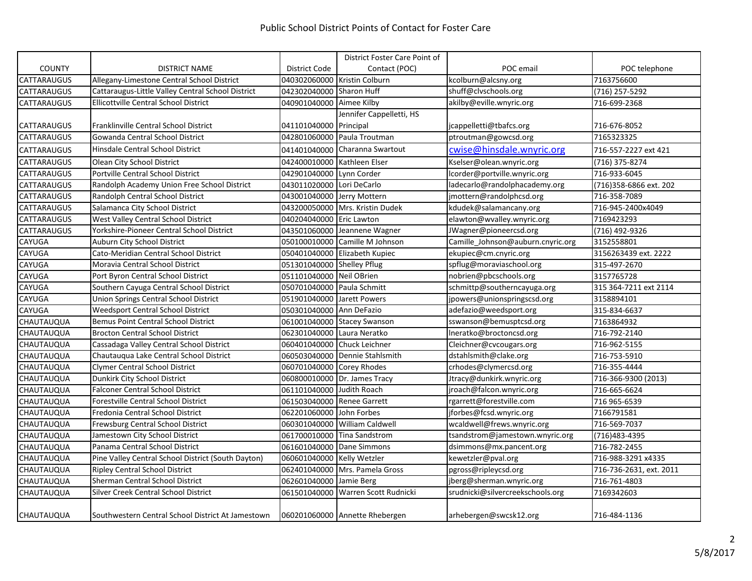# Public School District Points of Contact for Foster Care

| COUNTY | DISTRICT NAME | District Code | District Foster Care Point of Contact (POC) | POC email | POC telephone |
|---|---|---|---|---|---|
| CATTARAUGUS | Allegany-Limestone Central School District | 040302060000 | Kristin Colburn | kcolburn@alcsny.org | 7163756600 |
| CATTARAUGUS | Cattaraugus-Little Valley Central School District | 042302040000 | Sharon Huff | shuff@clvschools.org | (716) 257-5292 |
| CATTARAUGUS | Ellicottville Central School District | 040901040000 | Aimee Kilby | akilby@eville.wnyric.org | 716-699-2368 |
| CATTARAUGUS | Franklinville Central School District | 041101040000 | Jennifer Cappelletti, HS Principal | jcappelletti@tbafcs.org | 716-676-8052 |
| CATTARAUGUS | Gowanda Central School District | 042801060000 | Paula Troutman | ptroutman@gowcsd.org | 7165323325 |
| CATTARAUGUS | Hinsdale Central School District | 041401040000 | Charanna Swartout | cwise@hinsdale.wnyric.org | 716-557-2227 ext 421 |
| CATTARAUGUS | Olean City School District | 042400010000 | Kathleen Elser | Kselser@olean.wnyric.org | (716) 375-8274 |
| CATTARAUGUS | Portville Central School District | 042901040000 | Lynn Corder | lcorder@portville.wnyric.org | 716-933-6045 |
| CATTARAUGUS | Randolph Academy Union Free School District | 043011020000 | Lori DeCarlo | ladecarlo@randolphacademy.org | (716)358-6866 ext. 202 |
| CATTARAUGUS | Randolph Central School District | 043001040000 | Jerry Mottern | jmottern@randolphcsd.org | 716-358-7089 |
| CATTARAUGUS | Salamanca City School District | 043200050000 | Mrs. Kristin Dudek | kdudek@salamancany.org | 716-945-2400x4049 |
| CATTARAUGUS | West Valley Central School District | 040204040000 | Eric Lawton | elawton@wvalley.wnyric.org | 7169423293 |
| CATTARAUGUS | Yorkshire-Pioneer Central School District | 043501060000 | Jeannene Wagner | JWagner@pioneercsd.org | (716) 492-9326 |
| CAYUGA | Auburn City School District | 050100010000 | Camille M Johnson | Camille_Johnson@auburn.cnyric.org | 3152558801 |
| CAYUGA | Cato-Meridian Central School District | 050401040000 | Elizabeth Kupiec | ekupiec@cm.cnyric.org | 3156263439 ext. 2222 |
| CAYUGA | Moravia Central School District | 051301040000 | Shelley Pflug | spflug@moraviaschool.org | 315-497-2670 |
| CAYUGA | Port Byron Central School District | 051101040000 | Neil OBrien | nobrien@pbcschools.org | 3157765728 |
| CAYUGA | Southern Cayuga Central School District | 050701040000 | Paula Schmitt | schmittp@southerncayuga.org | 315 364-7211 ext 2114 |
| CAYUGA | Union Springs Central School District | 051901040000 | Jarett Powers | jpowers@unionspringscsd.org | 3158894101 |
| CAYUGA | Weedsport Central School District | 050301040000 | Ann DeFazio | adefazio@weedsport.org | 315-834-6637 |
| CHAUTAUQUA | Bemus Point Central School District | 061001040000 | Stacey Swanson | sswanson@bemusptcsd.org | 7163864932 |
| CHAUTAUQUA | Brocton Central School District | 062301040000 | Laura Neratko | lneratko@broctoncsd.org | 716-792-2140 |
| CHAUTAUQUA | Cassadaga Valley Central School District | 060401040000 | Chuck Leichner | Cleichner@cvcougars.org | 716-962-5155 |
| CHAUTAUQUA | Chautauqua Lake Central School District | 060503040000 | Dennie Stahlsmith | dstahlsmith@clake.org | 716-753-5910 |
| CHAUTAUQUA | Clymer Central School District | 060701040000 | Corey Rhodes | crhodes@clymercsd.org | 716-355-4444 |
| CHAUTAUQUA | Dunkirk City School District | 060800010000 | Dr. James Tracy | Jtracy@dunkirk.wnyric.org | 716-366-9300 (2013) |
| CHAUTAUQUA | Falconer Central School District | 061101040000 | Judith Roach | jroach@falcon.wnyric.org | 716-665-6624 |
| CHAUTAUQUA | Forestville Central School District | 061503040000 | Renee Garrett | rgarrett@forestville.com | 716 965-6539 |
| CHAUTAUQUA | Fredonia Central School District | 062201060000 | John Forbes | jforbes@fcsd.wnyric.org | 7166791581 |
| CHAUTAUQUA | Frewsburg Central School District | 060301040000 | William Caldwell | wcaldwell@frews.wnyric.org | 716-569-7037 |
| CHAUTAUQUA | Jamestown City School District | 061700010000 | Tina Sandstrom | tsandstrom@jamestown.wnyric.org | (716)483-4395 |
| CHAUTAUQUA | Panama Central School District | 061601040000 | Dane Simmons | dsimmons@mx.pancent.org | 716-782-2455 |
| CHAUTAUQUA | Pine Valley Central School District (South Dayton) | 060601040000 | Kelly Wetzler | kewetzler@pval.org | 716-988-3291 x4335 |
| CHAUTAUQUA | Ripley Central School District | 062401040000 | Mrs. Pamela Gross | pgross@ripleycsd.org | 716-736-2631, ext. 2011 |
| CHAUTAUQUA | Sherman Central School District | 062601040000 | Jamie Berg | jberg@sherman.wnyric.org | 716-761-4803 |
| CHAUTAUQUA | Silver Creek Central School District | 061501040000 | Warren Scott Rudnicki | srudnicki@silvercreekschools.org | 7169342603 |
| CHAUTAUQUA | Southwestern Central School District At Jamestown | 060201060000 | Annette Rhebergen | arhebergen@swcsk12.org | 716-484-1136 |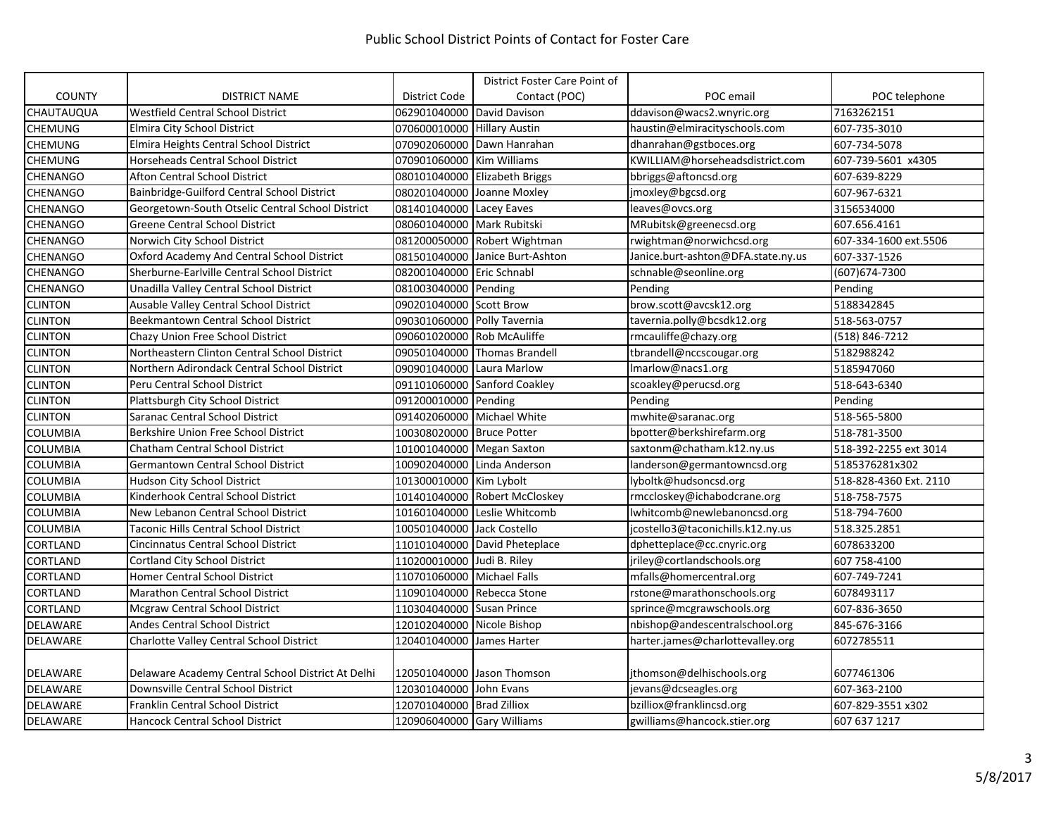# Public School District Points of Contact for Foster Care

| COUNTY | DISTRICT NAME | District Code | District Foster Care Point of Contact (POC) | POC email | POC telephone |
|---|---|---|---|---|---|
| CHAUTAUQUA | Westfield Central School District | 062901040000 | David Davison | ddavison@wacs2.wnyric.org | 7163262151 |
| CHEMUNG | Elmira City School District | 070600010000 | Hillary Austin | haustin@elmiracityschools.com | 607-735-3010 |
| CHEMUNG | Elmira Heights Central School District | 070902060000 | Dawn Hanrahan | dhanrahan@gstboces.org | 607-734-5078 |
| CHEMUNG | Horseheads Central School District | 070901060000 | Kim Williams | KWILLIAM@horseheadsdistrict.com | 607-739-5601 x4305 |
| CHENANGO | Afton Central School District | 080101040000 | Elizabeth Briggs | bbriggs@aftoncsd.org | 607-639-8229 |
| CHENANGO | Bainbridge-Guilford Central School District | 080201040000 | Joanne Moxley | jmoxley@bgcsd.org | 607-967-6321 |
| CHENANGO | Georgetown-South Otselic Central School District | 081401040000 | Lacey Eaves | leaves@ovcs.org | 3156534000 |
| CHENANGO | Greene Central School District | 080601040000 | Mark Rubitski | MRubitsk@greenecsd.org | 607.656.4161 |
| CHENANGO | Norwich City School District | 081200050000 | Robert Wightman | rwightman@norwichcsd.org | 607-334-1600 ext.5506 |
| CHENANGO | Oxford Academy And Central School District | 081501040000 | Janice Burt-Ashton | Janice.burt-ashton@DFA.state.ny.us | 607-337-1526 |
| CHENANGO | Sherburne-Earlville Central School District | 082001040000 | Eric Schnabl | schnable@seonline.org | (607)674-7300 |
| CHENANGO | Unadilla Valley Central School District | 081003040000 | Pending | Pending | Pending |
| CLINTON | Ausable Valley Central School District | 090201040000 | Scott Brow | brow.scott@avcsk12.org | 5188342845 |
| CLINTON | Beekmantown Central School District | 090301060000 | Polly Tavernia | tavernia.polly@bcsdk12.org | 518-563-0757 |
| CLINTON | Chazy Union Free School District | 090601020000 | Rob McAuliffe | rmcauliffe@chazy.org | (518) 846-7212 |
| CLINTON | Northeastern Clinton Central School District | 090501040000 | Thomas Brandell | tbrandell@nccscougar.org | 5182988242 |
| CLINTON | Northern Adirondack Central School District | 090901040000 | Laura Marlow | lmarlow@nacs1.org | 5185947060 |
| CLINTON | Peru Central School District | 091101060000 | Sanford Coakley | scoakley@perucsd.org | 518-643-6340 |
| CLINTON | Plattsburgh City School District | 091200010000 | Pending | Pending | Pending |
| CLINTON | Saranac Central School District | 091402060000 | Michael White | mwhite@saranac.org | 518-565-5800 |
| COLUMBIA | Berkshire Union Free School District | 100308020000 | Bruce Potter | bpotter@berkshirefarm.org | 518-781-3500 |
| COLUMBIA | Chatham Central School District | 101001040000 | Megan Saxton | saxtonm@chatham.k12.ny.us | 518-392-2255 ext 3014 |
| COLUMBIA | Germantown Central School District | 100902040000 | Linda Anderson | landerson@germantowncsd.org | 5185376281x302 |
| COLUMBIA | Hudson City School District | 101300010000 | Kim Lybolt | lyboltk@hudsoncsd.org | 518-828-4360 Ext. 2110 |
| COLUMBIA | Kinderhook Central School District | 101401040000 | Robert McCloskey | rmccloskey@ichabodcrane.org | 518-758-7575 |
| COLUMBIA | New Lebanon Central School District | 101601040000 | Leslie Whitcomb | lwhitcomb@newlebanoncsd.org | 518-794-7600 |
| COLUMBIA | Taconic Hills Central School District | 100501040000 | Jack Costello | jcostello3@taconichills.k12.ny.us | 518.325.2851 |
| CORTLAND | Cincinnatus Central School District | 110101040000 | David Pheteplace | dphetteplace@cc.cnyric.org | 6078633200 |
| CORTLAND | Cortland City School District | 110200010000 | Judi B. Riley | jriley@cortlandschools.org | 607 758-4100 |
| CORTLAND | Homer Central School District | 110701060000 | Michael Falls | mfalls@homercentral.org | 607-749-7241 |
| CORTLAND | Marathon Central School District | 110901040000 | Rebecca Stone | rstone@marathonschools.org | 6078493117 |
| CORTLAND | Mcgraw Central School District | 110304040000 | Susan Prince | sprince@mcgrawschools.org | 607-836-3650 |
| DELAWARE | Andes Central School District | 120102040000 | Nicole Bishop | nbishop@andescentralschool.org | 845-676-3166 |
| DELAWARE | Charlotte Valley Central School District | 120401040000 | James Harter | harter.james@charlottevalley.org | 6072785511 |
| DELAWARE | Delaware Academy Central School District At Delhi | 120501040000 | Jason Thomson | jthomson@delhischools.org | 6077461306 |
| DELAWARE | Downsville Central School District | 120301040000 | John Evans | jevans@dcseagles.org | 607-363-2100 |
| DELAWARE | Franklin Central School District | 120701040000 | Brad Zilliox | bzilliox@franklincsd.org | 607-829-3551 x302 |
| DELAWARE | Hancock Central School District | 120906040000 | Gary Williams | gwilliams@hancock.stier.org | 607 637 1217 |

5/8/2017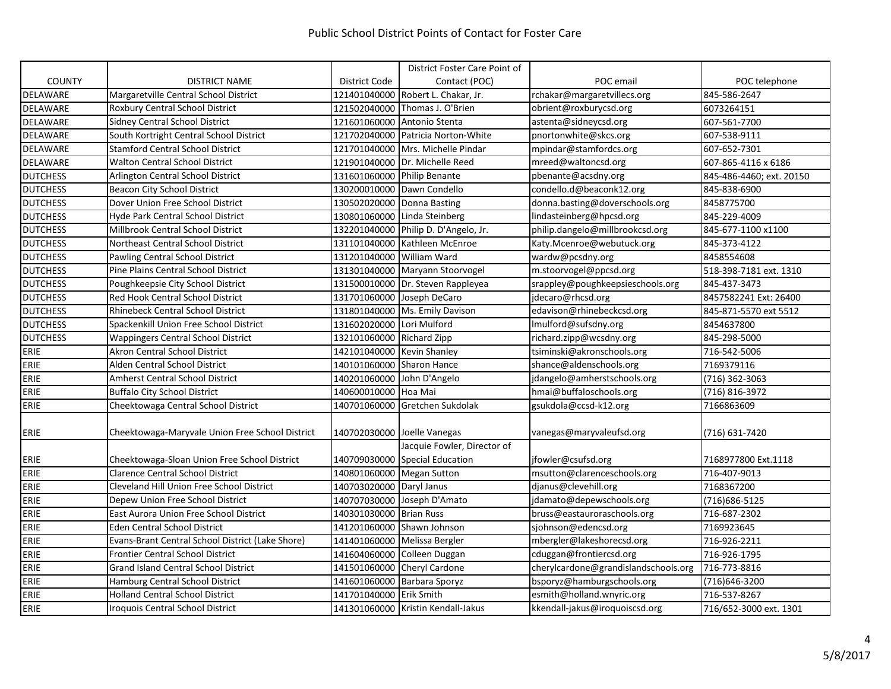# Public School District Points of Contact for Foster Care

| COUNTY | DISTRICT NAME | District Code | District Foster Care Point of Contact (POC) | POC email | POC telephone |
|---|---|---|---|---|---|
| DELAWARE | Margaretville Central School District | 121401040000 | Robert L. Chakar, Jr. | rchakar@margaretvillecs.org | 845-586-2647 |
| DELAWARE | Roxbury Central School District | 121502040000 | Thomas J. O'Brien | obrient@roxburycsd.org | 6073264151 |
| DELAWARE | Sidney Central School District | 121601060000 | Antonio Stenta | astenta@sidneycsd.org | 607-561-7700 |
| DELAWARE | South Kortright Central School District | 121702040000 | Patricia Norton-White | pnortonwhite@skcs.org | 607-538-9111 |
| DELAWARE | Stamford Central School District | 121701040000 | Mrs. Michelle Pindar | mpindar@stamfordcs.org | 607-652-7301 |
| DELAWARE | Walton Central School District | 121901040000 | Dr. Michelle Reed | mreed@waltoncsd.org | 607-865-4116 x 6186 |
| DUTCHESS | Arlington Central School District | 131601060000 | Philip Benante | pbenante@acsdny.org | 845-486-4460; ext. 20150 |
| DUTCHESS | Beacon City School District | 130200010000 | Dawn Condello | condello.d@beaconk12.org | 845-838-6900 |
| DUTCHESS | Dover Union Free School District | 130502020000 | Donna Basting | donna.basting@doverschools.org | 8458775700 |
| DUTCHESS | Hyde Park Central School District | 130801060000 | Linda Steinberg | lindasteinberg@hpcsd.org | 845-229-4009 |
| DUTCHESS | Millbrook Central School District | 132201040000 | Philip D. D'Angelo, Jr. | philip.dangelo@millbrookcsd.org | 845-677-1100 x1100 |
| DUTCHESS | Northeast Central School District | 131101040000 | Kathleen McEnroe | Katy.Mcenroe@webutuck.org | 845-373-4122 |
| DUTCHESS | Pawling Central School District | 131201040000 | William Ward | wardw@pcsdny.org | 8458554608 |
| DUTCHESS | Pine Plains Central School District | 131301040000 | Maryann Stoorvogel | m.stoorvogel@ppcsd.org | 518-398-7181 ext. 1310 |
| DUTCHESS | Poughkeepsie City School District | 131500010000 | Dr. Steven Rappleyea | srappley@poughkeepsieschools.org | 845-437-3473 |
| DUTCHESS | Red Hook Central School District | 131701060000 | Joseph DeCaro | jdecaro@rhcsd.org | 8457582241 Ext: 26400 |
| DUTCHESS | Rhinebeck Central School District | 131801040000 | Ms. Emily Davison | edavison@rhinebeckcsd.org | 845-871-5570 ext 5512 |
| DUTCHESS | Spackenkill Union Free School District | 131602020000 | Lori Mulford | lmulford@sufsdny.org | 8454637800 |
| DUTCHESS | Wappingers Central School District | 132101060000 | Richard Zipp | richard.zipp@wcsdny.org | 845-298-5000 |
| ERIE | Akron Central School District | 142101040000 | Kevin Shanley | tsiminski@akronschools.org | 716-542-5006 |
| ERIE | Alden Central School District | 140101060000 | Sharon Hance | shance@aldenschools.org | 7169379116 |
| ERIE | Amherst Central School District | 140201060000 | John D'Angelo | jdangelo@amherstschools.org | (716) 362-3063 |
| ERIE | Buffalo City School District | 140600010000 | Hoa Mai | hmai@buffaloschools.org | (716) 816-3972 |
| ERIE | Cheektowaga Central School District | 140701060000 | Gretchen Sukdolak | gsukdola@ccsd-k12.org | 7166863609 |
| ERIE | Cheektowaga-Maryvale Union Free School District | 140702030000 | Joelle Vanegas | vanegas@maryvaleufsd.org | (716) 631-7420 |
| ERIE | Cheektowaga-Sloan Union Free School District | 140709030000 | Jacquie Fowler, Director of Special Education | jfowler@csufsd.org | 7168977800 Ext.1118 |
| ERIE | Clarence Central School District | 140801060000 | Megan Sutton | msutton@clarenceschools.org | 716-407-9013 |
| ERIE | Cleveland Hill Union Free School District | 140703020000 | Daryl Janus | djanus@clevehill.org | 7168367200 |
| ERIE | Depew Union Free School District | 140707030000 | Joseph D'Amato | jdamato@depewschools.org | (716)686-5125 |
| ERIE | East Aurora Union Free School District | 140301030000 | Brian Russ | bruss@eastauroraschools.org | 716-687-2302 |
| ERIE | Eden Central School District | 141201060000 | Shawn Johnson | sjohnson@edencsd.org | 7169923645 |
| ERIE | Evans-Brant Central School District (Lake Shore) | 141401060000 | Melissa Bergler | mbergler@lakeshorecsd.org | 716-926-2211 |
| ERIE | Frontier Central School District | 141604060000 | Colleen Duggan | cduggan@frontiercsd.org | 716-926-1795 |
| ERIE | Grand Island Central School District | 141501060000 | Cheryl Cardone | cherylcardone@grandislandschools.org | 716-773-8816 |
| ERIE | Hamburg Central School District | 141601060000 | Barbara Sporyz | bsporyz@hamburgschools.org | (716)646-3200 |
| ERIE | Holland Central School District | 141701040000 | Erik Smith | esmith@holland.wnyric.org | 716-537-8267 |
| ERIE | Iroquois Central School District | 141301060000 | Kristin Kendall-Jakus | kkendall-jakus@iroquoiscsd.org | 716/652-3000 ext. 1301 |

5/8/2017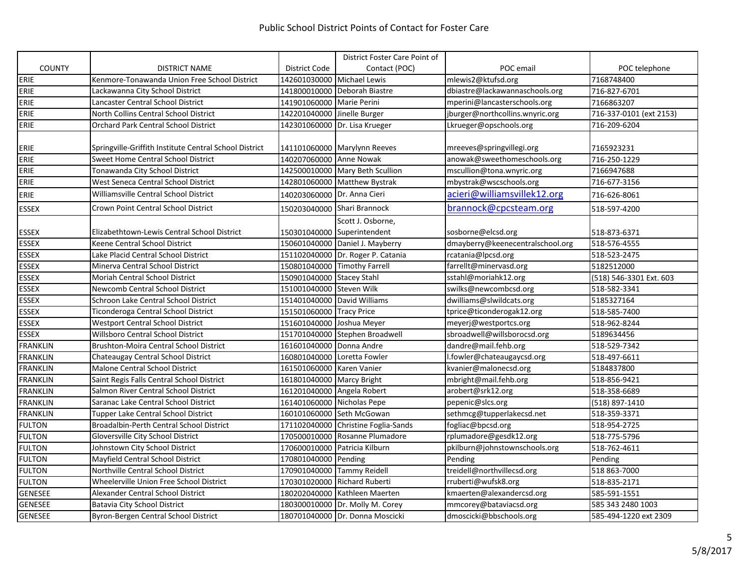## Public School District Points of Contact for Foster Care

| COUNTY | DISTRICT NAME | District Code | District Foster Care Point of Contact (POC) | POC email | POC telephone |
|---|---|---|---|---|---|
| ERIE | Kenmore-Tonawanda Union Free School District | 142601030000 | Michael Lewis | mlewis2@ktufsd.org | 7168748400 |
| ERIE | Lackawanna City School District | 141800010000 | Deborah Biastre | dbiastre@lackawannaschools.org | 716-827-6701 |
| ERIE | Lancaster Central School District | 141901060000 | Marie Perini | mperini@lancasterschools.org | 7166863207 |
| ERIE | North Collins Central School District | 142201040000 | Jinelle Burger | jburger@northcollins.wnyric.org | 716-337-0101 (ext 2153) |
| ERIE | Orchard Park Central School District | 142301060000 | Dr. Lisa Krueger | Lkrueger@opschools.org | 716-209-6204 |
| ERIE | Springville-Griffith Institute Central School District | 141101060000 | Marylynn Reeves | mreeves@springvillegi.org | 7165923231 |
| ERIE | Sweet Home Central School District | 140207060000 | Anne Nowak | anowak@sweethomeschools.org | 716-250-1229 |
| ERIE | Tonawanda City School District | 142500010000 | Mary Beth Scullion | mscullion@tona.wnyric.org | 7166947688 |
| ERIE | West Seneca Central School District | 142801060000 | Matthew Bystrak | mbystrak@wscschools.org | 716-677-3156 |
| ERIE | Williamsville Central School District | 140203060000 | Dr. Anna Cieri | acieri@williamsvillek12.org | 716-626-8061 |
| ESSEX | Crown Point Central School District | 150203040000 | Shari Brannock | brannock@cpcsteam.org | 518-597-4200 |
| ESSEX | Elizabethtown-Lewis Central School District | 150301040000 | Scott J. Osborne, Superintendent | sosborne@elcsd.org | 518-873-6371 |
| ESSEX | Keene Central School District | 150601040000 | Daniel J. Mayberry | dmayberry@keenecentralschool.org | 518-576-4555 |
| ESSEX | Lake Placid Central School District | 151102040000 | Dr. Roger P. Catania | rcatania@lpcsd.org | 518-523-2475 |
| ESSEX | Minerva Central School District | 150801040000 | Timothy Farrell | farrellt@minervasd.org | 5182512000 |
| ESSEX | Moriah Central School District | 150901040000 | Stacey Stahl | sstahl@moriahk12.org | (518) 546-3301 Ext. 603 |
| ESSEX | Newcomb Central School District | 151001040000 | Steven Wilk | swilks@newcombcsd.org | 518-582-3341 |
| ESSEX | Schroon Lake Central School District | 151401040000 | David Williams | dwilliams@slwildcats.org | 5185327164 |
| ESSEX | Ticonderoga Central School District | 151501060000 | Tracy Price | tprice@ticonderogak12.org | 518-585-7400 |
| ESSEX | Westport Central School District | 151601040000 | Joshua Meyer | meyerj@westportcs.org | 518-962-8244 |
| ESSEX | Willsboro Central School District | 151701040000 | Stephen Broadwell | sbroadwell@willsborocsd.org | 5189634456 |
| FRANKLIN | Brushton-Moira Central School District | 161601040000 | Donna Andre | dandre@mail.fehb.org | 518-529-7342 |
| FRANKLIN | Chateaugay Central School District | 160801040000 | Loretta Fowler | l.fowler@chateaugaycsd.org | 518-497-6611 |
| FRANKLIN | Malone Central School District | 161501060000 | Karen Vanier | kvanier@malonecsd.org | 5184837800 |
| FRANKLIN | Saint Regis Falls Central School District | 161801040000 | Marcy Bright | mbright@mail.fehb.org | 518-856-9421 |
| FRANKLIN | Salmon River Central School District | 161201040000 | Angela Robert | arobert@srk12.org | 518-358-6689 |
| FRANKLIN | Saranac Lake Central School District | 161401060000 | Nicholas Pepe | pepenic@slcs.org | (518) 897-1410 |
| FRANKLIN | Tupper Lake Central School District | 160101060000 | Seth McGowan | sethmcg@tupperlakecsd.net | 518-359-3371 |
| FULTON | Broadalbin-Perth Central School District | 171102040000 | Christine Foglia-Sands | fogliac@bpcsd.org | 518-954-2725 |
| FULTON | Gloversville City School District | 170500010000 | Rosanne Plumadore | rplumadore@gesdk12.org | 518-775-5796 |
| FULTON | Johnstown City School District | 170600010000 | Patricia Kilburn | pkilburn@johnstownschools.org | 518-762-4611 |
| FULTON | Mayfield Central School District | 170801040000 | Pending | Pending | Pending |
| FULTON | Northville Central School District | 170901040000 | Tammy Reidell | treidell@northvillecsd.org | 518 863-7000 |
| FULTON | Wheelerville Union Free School District | 170301020000 | Richard Ruberti | rruberti@wufsk8.org | 518-835-2171 |
| GENESEE | Alexander Central School District | 180202040000 | Kathleen Maerten | kmaerten@alexandercsd.org | 585-591-1551 |
| GENESEE | Batavia City School District | 180300010000 | Dr. Molly M. Corey | mmcorey@bataviacsd.org | 585 343 2480 1003 |
| GENESEE | Byron-Bergen Central School District | 180701040000 | Dr. Donna Moscicki | dmoscicki@bbschools.org | 585-494-1220 ext 2309 |

5/8/2017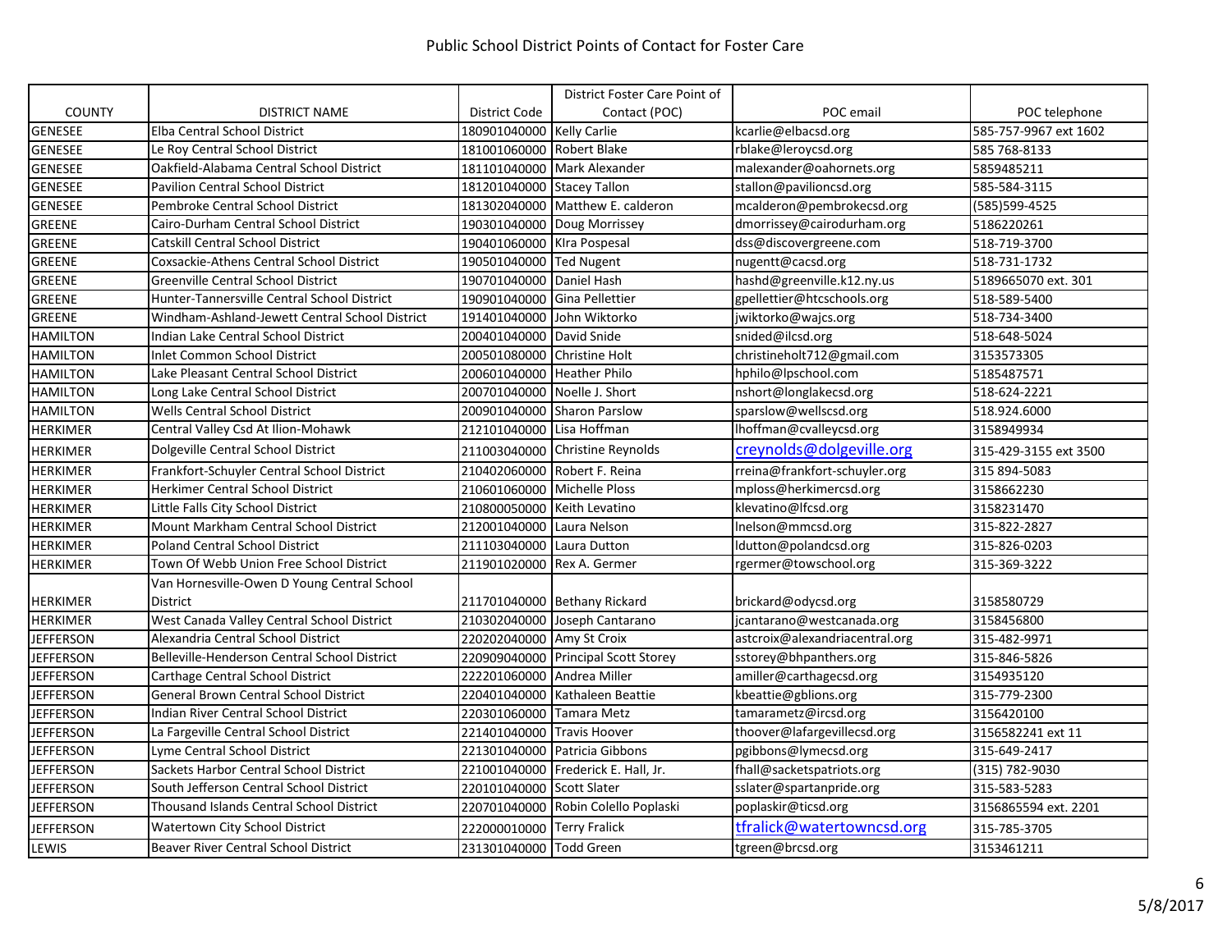# Public School District Points of Contact for Foster Care

| COUNTY | DISTRICT NAME | District Code | District Foster Care Point of Contact (POC) | POC email | POC telephone |
|---|---|---|---|---|---|
| GENESEE | Elba Central School District | 180901040000 | Kelly Carlie | kcarlie@elbacsd.org | 585-757-9967 ext 1602 |
| GENESEE | Le Roy Central School District | 181001060000 | Robert Blake | rblake@leroycsd.org | 585 768-8133 |
| GENESEE | Oakfield-Alabama Central School District | 181101040000 | Mark Alexander | malexander@oahornets.org | 5859485211 |
| GENESEE | Pavilion Central School District | 181201040000 | Stacey Tallon | stallon@pavilioncsd.org | 585-584-3115 |
| GENESEE | Pembroke Central School District | 181302040000 | Matthew E. calderon | mcalderon@pembrokecsd.org | (585)599-4525 |
| GREENE | Cairo-Durham Central School District | 190301040000 | Doug Morrissey | dmorrissey@cairodurham.org | 5186220261 |
| GREENE | Catskill Central School District | 190401060000 | KIra Pospesal | dss@discovergreene.com | 518-719-3700 |
| GREENE | Coxsackie-Athens Central School District | 190501040000 | Ted Nugent | nugentt@cacsd.org | 518-731-1732 |
| GREENE | Greenville Central School District | 190701040000 | Daniel Hash | hashd@greenville.k12.ny.us | 5189665070 ext. 301 |
| GREENE | Hunter-Tannersville Central School District | 190901040000 | Gina Pellettier | gpellettier@htcschools.org | 518-589-5400 |
| GREENE | Windham-Ashland-Jewett Central School District | 191401040000 | John Wiktorko | jwiktorko@wajcs.org | 518-734-3400 |
| HAMILTON | Indian Lake Central School District | 200401040000 | David Snide | snided@ilcsd.org | 518-648-5024 |
| HAMILTON | Inlet Common School District | 200501080000 | Christine Holt | christineholt712@gmail.com | 3153573305 |
| HAMILTON | Lake Pleasant Central School District | 200601040000 | Heather Philo | hphilo@lpschool.com | 5185487571 |
| HAMILTON | Long Lake Central School District | 200701040000 | Noelle J. Short | nshort@longlakecsd.org | 518-624-2221 |
| HAMILTON | Wells Central School District | 200901040000 | Sharon Parslow | sparslow@wellscsd.org | 518.924.6000 |
| HERKIMER | Central Valley Csd At Ilion-Mohawk | 212101040000 | Lisa Hoffman | lhoffman@cvalleycsd.org | 3158949934 |
| HERKIMER | Dolgeville Central School District | 211003040000 | Christine Reynolds | creynolds@dolgeville.org | 315-429-3155 ext 3500 |
| HERKIMER | Frankfort-Schuyler Central School District | 210402060000 | Robert F. Reina | rreina@frankfort-schuyler.org | 315 894-5083 |
| HERKIMER | Herkimer Central School District | 210601060000 | Michelle Ploss | mploss@herkimercsd.org | 3158662230 |
| HERKIMER | Little Falls City School District | 210800050000 | Keith Levatino | klevatino@lfcsd.org | 3158231470 |
| HERKIMER | Mount Markham Central School District | 212001040000 | Laura Nelson | lnelson@mmcsd.org | 315-822-2827 |
| HERKIMER | Poland Central School District | 211103040000 | Laura Dutton | ldutton@polandcsd.org | 315-826-0203 |
| HERKIMER | Town Of Webb Union Free School District | 211901020000 | Rex A. Germer | rgermer@towschool.org | 315-369-3222 |
| HERKIMER | Van Hornesville-Owen D Young Central School District | 211701040000 | Bethany Rickard | brickard@odycsd.org | 3158580729 |
| HERKIMER | West Canada Valley Central School District | 210302040000 | Joseph Cantarano | jcantarano@westcanada.org | 3158456800 |
| JEFFERSON | Alexandria Central School District | 220202040000 | Amy St Croix | astcroix@alexandriacentral.org | 315-482-9971 |
| JEFFERSON | Belleville-Henderson Central School District | 220909040000 | Principal Scott Storey | sstorey@bhpanthers.org | 315-846-5826 |
| JEFFERSON | Carthage Central School District | 222201060000 | Andrea Miller | amiller@carthagecsd.org | 3154935120 |
| JEFFERSON | General Brown Central School District | 220401040000 | Kathaleen Beattie | kbeattie@gblions.org | 315-779-2300 |
| JEFFERSON | Indian River Central School District | 220301060000 | Tamara Metz | tamarametz@ircsd.org | 3156420100 |
| JEFFERSON | La Fargeville Central School District | 221401040000 | Travis Hoover | thoover@lafargevillecsd.org | 3156582241 ext 11 |
| JEFFERSON | Lyme Central School District | 221301040000 | Patricia Gibbons | pgibbons@lymecsd.org | 315-649-2417 |
| JEFFERSON | Sackets Harbor Central School District | 221001040000 | Frederick E. Hall, Jr. | fhall@sacketspatriots.org | (315) 782-9030 |
| JEFFERSON | South Jefferson Central School District | 220101040000 | Scott Slater | sslater@spartanpride.org | 315-583-5283 |
| JEFFERSON | Thousand Islands Central School District | 220701040000 | Robin Colello Poplaski | poplaskir@ticsd.org | 3156865594 ext. 2201 |
| JEFFERSON | Watertown City School District | 222000010000 | Terry Fralick | tfralick@watertowncsd.org | 315-785-3705 |
| LEWIS | Beaver River Central School District | 231301040000 | Todd Green | tgreen@brcsd.org | 3153461211 |

5/8/2017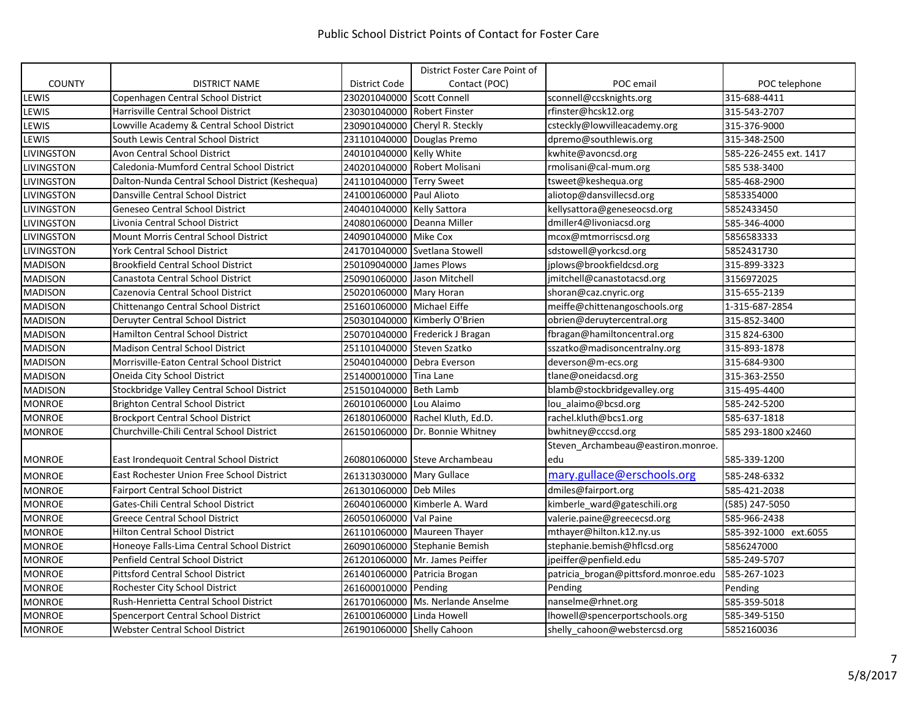# Public School District Points of Contact for Foster Care

| COUNTY | DISTRICT NAME | District Code | District Foster Care Point of Contact (POC) | POC email | POC telephone |
|---|---|---|---|---|---|
| LEWIS | Copenhagen Central School District | 230201040000 | Scott Connell | sconnell@ccsknights.org | 315-688-4411 |
| LEWIS | Harrisville Central School District | 230301040000 | Robert Finster | rfinster@hcsk12.org | 315-543-2707 |
| LEWIS | Lowville Academy & Central School District | 230901040000 | Cheryl R. Steckly | csteckly@lowvilleacademy.org | 315-376-9000 |
| LEWIS | South Lewis Central School District | 231101040000 | Douglas Premo | dpremo@southlewis.org | 315-348-2500 |
| LIVINGSTON | Avon Central School District | 240101040000 | Kelly White | kwhite@avoncsd.org | 585-226-2455 ext. 1417 |
| LIVINGSTON | Caledonia-Mumford Central School District | 240201040000 | Robert Molisani | rmolisani@cal-mum.org | 585 538-3400 |
| LIVINGSTON | Dalton-Nunda Central School District (Keshequa) | 241101040000 | Terry Sweet | tsweet@keshequa.org | 585-468-2900 |
| LIVINGSTON | Dansville Central School District | 241001060000 | Paul Alioto | aliotop@dansvillecsd.org | 5853354000 |
| LIVINGSTON | Geneseo Central School District | 240401040000 | Kelly Sattora | kellysattora@geneseocsd.org | 5852433450 |
| LIVINGSTON | Livonia Central School District | 240801060000 | Deanna Miller | dmiller4@livoniacsd.org | 585-346-4000 |
| LIVINGSTON | Mount Morris Central School District | 240901040000 | Mike Cox | mcox@mtmorriscsd.org | 5856583333 |
| LIVINGSTON | York Central School District | 241701040000 | Svetlana Stowell | sdstowell@yorkcsd.org | 5852431730 |
| MADISON | Brookfield Central School District | 250109040000 | James Plows | jplows@brookfieldcsd.org | 315-899-3323 |
| MADISON | Canastota Central School District | 250901060000 | Jason Mitchell | jmitchell@canastotacsd.org | 3156972025 |
| MADISON | Cazenovia Central School District | 250201060000 | Mary Horan | shoran@caz.cnyric.org | 315-655-2139 |
| MADISON | Chittenango Central School District | 251601060000 | Michael Eiffe | meiffe@chittenangoschools.org | 1-315-687-2854 |
| MADISON | Deruyter Central School District | 250301040000 | Kimberly O'Brien | obrien@deruytercentral.org | 315-852-3400 |
| MADISON | Hamilton Central School District | 250701040000 | Frederick J Bragan | fbragan@hamiltoncentral.org | 315 824-6300 |
| MADISON | Madison Central School District | 251101040000 | Steven Szatko | sszatko@madisoncentralny.org | 315-893-1878 |
| MADISON | Morrisville-Eaton Central School District | 250401040000 | Debra Everson | deverson@m-ecs.org | 315-684-9300 |
| MADISON | Oneida City School District | 251400010000 | Tina Lane | tlane@oneidacsd.org | 315-363-2550 |
| MADISON | Stockbridge Valley Central School District | 251501040000 | Beth Lamb | blamb@stockbridgevalley.org | 315-495-4400 |
| MONROE | Brighton Central School District | 260101060000 | Lou Alaimo | lou_alaimo@bcsd.org | 585-242-5200 |
| MONROE | Brockport Central School District | 261801060000 | Rachel Kluth, Ed.D. | rachel.kluth@bcs1.org | 585-637-1818 |
| MONROE | Churchville-Chili Central School District | 261501060000 | Dr. Bonnie Whitney | bwhitney@cccsd.org | 585 293-1800 x2460 |
| MONROE | East Irondequoit Central School District | 260801060000 | Steve Archambeau | Steven_Archambeau@eastiron.monroe.edu | 585-339-1200 |
| MONROE | East Rochester Union Free School District | 261313030000 | Mary Gullace | mary.gullace@erschools.org | 585-248-6332 |
| MONROE | Fairport Central School District | 261301060000 | Deb Miles | dmiles@fairport.org | 585-421-2038 |
| MONROE | Gates-Chili Central School District | 260401060000 | Kimberle A. Ward | kimberle_ward@gateschili.org | (585) 247-5050 |
| MONROE | Greece Central School District | 260501060000 | Val Paine | valerie.paine@greececsd.org | 585-966-2438 |
| MONROE | Hilton Central School District | 261101060000 | Maureen Thayer | mthayer@hilton.k12.ny.us | 585-392-1000 ext.6055 |
| MONROE | Honeoye Falls-Lima Central School District | 260901060000 | Stephanie Bemish | stephanie.bemish@hflcsd.org | 5856247000 |
| MONROE | Penfield Central School District | 261201060000 | Mr. James Peiffer | jpeiffer@penfield.edu | 585-249-5707 |
| MONROE | Pittsford Central School District | 261401060000 | Patricia Brogan | patricia_brogan@pittsford.monroe.edu | 585-267-1023 |
| MONROE | Rochester City School District | 261600010000 | Pending | Pending | Pending |
| MONROE | Rush-Henrietta Central School District | 261701060000 | Ms. Nerlande Anselme | nanselme@rhnet.org | 585-359-5018 |
| MONROE | Spencerport Central School District | 261001060000 | Linda Howell | lhowell@spencerportschools.org | 585-349-5150 |
| MONROE | Webster Central School District | 261901060000 | Shelly Cahoon | shelly_cahoon@webstercsd.org | 5852160036 |

5/8/2017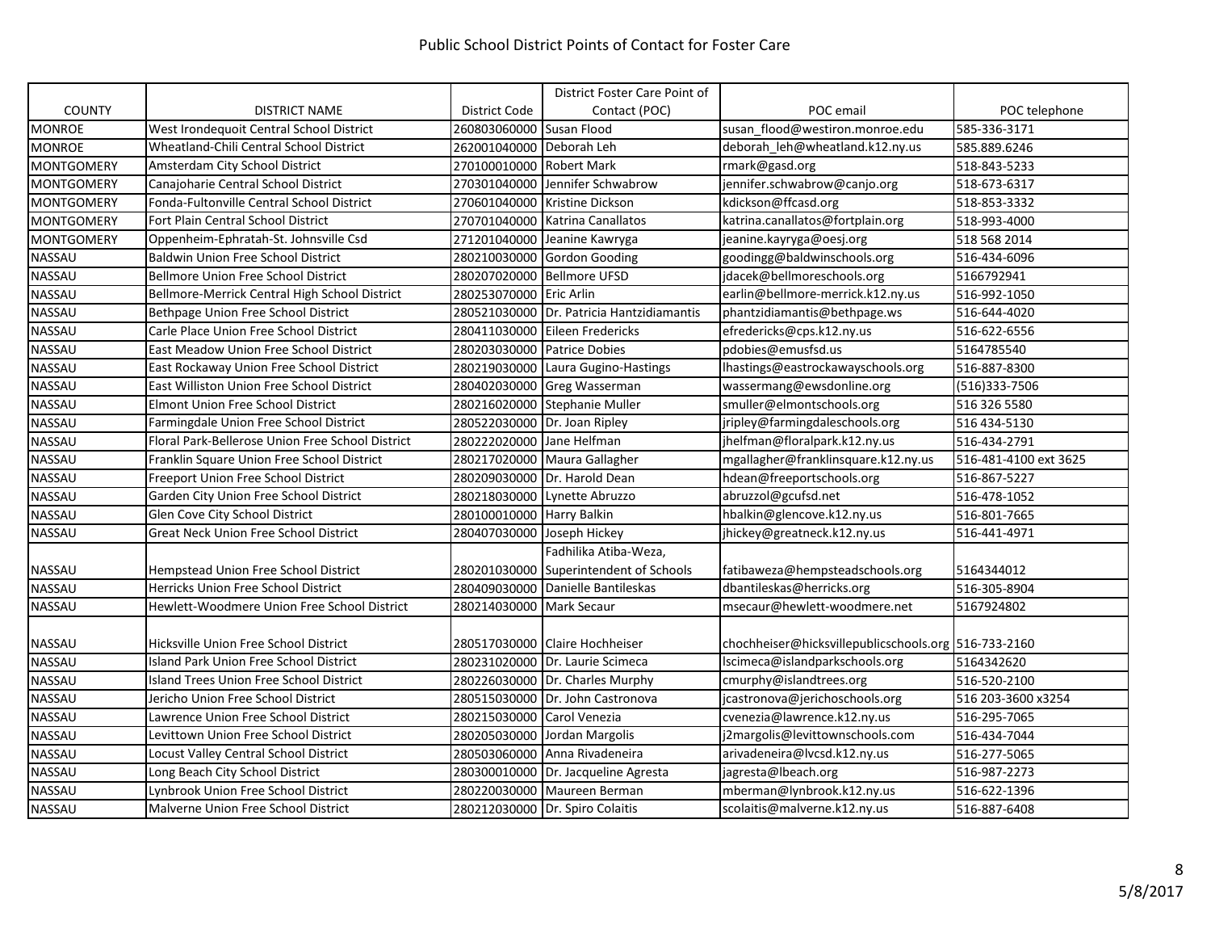# Public School District Points of Contact for Foster Care

| COUNTY | DISTRICT NAME | District Code | District Foster Care Point of Contact (POC) | POC email | POC telephone |
|---|---|---|---|---|---|
| MONROE | West Irondequoit Central School District | 260803060000 | Susan Flood | susan_flood@westiron.monroe.edu | 585-336-3171 |
| MONROE | Wheatland-Chili Central School District | 262001040000 | Deborah Leh | deborah_leh@wheatland.k12.ny.us | 585.889.6246 |
| MONTGOMERY | Amsterdam City School District | 270100010000 | Robert Mark | rmark@gasd.org | 518-843-5233 |
| MONTGOMERY | Canajoharie Central School District | 270301040000 | Jennifer Schwabrow | jennifer.schwabrow@canjo.org | 518-673-6317 |
| MONTGOMERY | Fonda-Fultonville Central School District | 270601040000 | Kristine Dickson | kdickson@ffcasd.org | 518-853-3332 |
| MONTGOMERY | Fort Plain Central School District | 270701040000 | Katrina Canallatos | katrina.canallatos@fortplain.org | 518-993-4000 |
| MONTGOMERY | Oppenheim-Ephratah-St. Johnsville Csd | 271201040000 | Jeanine Kawryga | jeanine.kayryga@oesj.org | 518 568 2014 |
| NASSAU | Baldwin Union Free School District | 280210030000 | Gordon Gooding | goodingg@baldwinschools.org | 516-434-6096 |
| NASSAU | Bellmore Union Free School District | 280207020000 | Bellmore UFSD | jdacek@bellmoreschools.org | 5166792941 |
| NASSAU | Bellmore-Merrick Central High School District | 280253070000 | Eric Arlin | earlin@bellmore-merrick.k12.ny.us | 516-992-1050 |
| NASSAU | Bethpage Union Free School District | 280521030000 | Dr. Patricia Hantzidiamantis | phantzidiamantis@bethpage.ws | 516-644-4020 |
| NASSAU | Carle Place Union Free School District | 280411030000 | Eileen Fredericks | efredericks@cps.k12.ny.us | 516-622-6556 |
| NASSAU | East Meadow Union Free School District | 280203030000 | Patrice Dobies | pdobies@emusfsd.us | 5164785540 |
| NASSAU | East Rockaway Union Free School District | 280219030000 | Laura Gugino-Hastings | lhastings@eastrockawayschools.org | 516-887-8300 |
| NASSAU | East Williston Union Free School District | 280402030000 | Greg Wasserman | wassermang@ewsdonline.org | (516)333-7506 |
| NASSAU | Elmont Union Free School District | 280216020000 | Stephanie Muller | smuller@elmontschools.org | 516 326 5580 |
| NASSAU | Farmingdale Union Free School District | 280522030000 | Dr. Joan Ripley | jripley@farmingdaleschools.org | 516 434-5130 |
| NASSAU | Floral Park-Bellerose Union Free School District | 280222020000 | Jane Helfman | jhelfman@floralpark.k12.ny.us | 516-434-2791 |
| NASSAU | Franklin Square Union Free School District | 280217020000 | Maura Gallagher | mgallagher@franklinsquare.k12.ny.us | 516-481-4100 ext 3625 |
| NASSAU | Freeport Union Free School District | 280209030000 | Dr. Harold Dean | hdean@freeportschools.org | 516-867-5227 |
| NASSAU | Garden City Union Free School District | 280218030000 | Lynette Abruzzo | abruzzol@gcufsd.net | 516-478-1052 |
| NASSAU | Glen Cove City School District | 280100010000 | Harry Balkin | hbalkin@glencove.k12.ny.us | 516-801-7665 |
| NASSAU | Great Neck Union Free School District | 280407030000 | Joseph Hickey | jhickey@greatneck.k12.ny.us | 516-441-4971 |
| NASSAU | Hempstead Union Free School District | 280201030000 | Fadhilika Atiba-Weza, Superintendent of Schools | fatibaweza@hempsteadschools.org | 5164344012 |
| NASSAU | Herricks Union Free School District | 280409030000 | Danielle Bantileskas | dbantileskas@herricks.org | 516-305-8904 |
| NASSAU | Hewlett-Woodmere Union Free School District | 280214030000 | Mark Secaur | msecaur@hewlett-woodmere.net | 5167924802 |
| NASSAU | Hicksville Union Free School District | 280517030000 | Claire Hochheiser | chochheiser@hicksvillepublicschools.org | 516-733-2160 |
| NASSAU | Island Park Union Free School District | 280231020000 | Dr. Laurie Scimeca | lscimeca@islandparkschools.org | 5164342620 |
| NASSAU | Island Trees Union Free School District | 280226030000 | Dr. Charles Murphy | cmurphy@islandtrees.org | 516-520-2100 |
| NASSAU | Jericho Union Free School District | 280515030000 | Dr. John Castronova | jcastronova@jerichoschools.org | 516 203-3600 x3254 |
| NASSAU | Lawrence Union Free School District | 280215030000 | Carol Venezia | cvenezia@lawrence.k12.ny.us | 516-295-7065 |
| NASSAU | Levittown Union Free School District | 280205030000 | Jordan Margolis | j2margolis@levittownschools.com | 516-434-7044 |
| NASSAU | Locust Valley Central School District | 280503060000 | Anna Rivadeneira | arivadeneira@lvcsd.k12.ny.us | 516-277-5065 |
| NASSAU | Long Beach City School District | 280300010000 | Dr. Jacqueline Agresta | jagresta@lbeach.org | 516-987-2273 |
| NASSAU | Lynbrook Union Free School District | 280220030000 | Maureen Berman | mberman@lynbrook.k12.ny.us | 516-622-1396 |
| NASSAU | Malverne Union Free School District | 280212030000 | Dr. Spiro Colaitis | scolaitis@malverne.k12.ny.us | 516-887-6408 |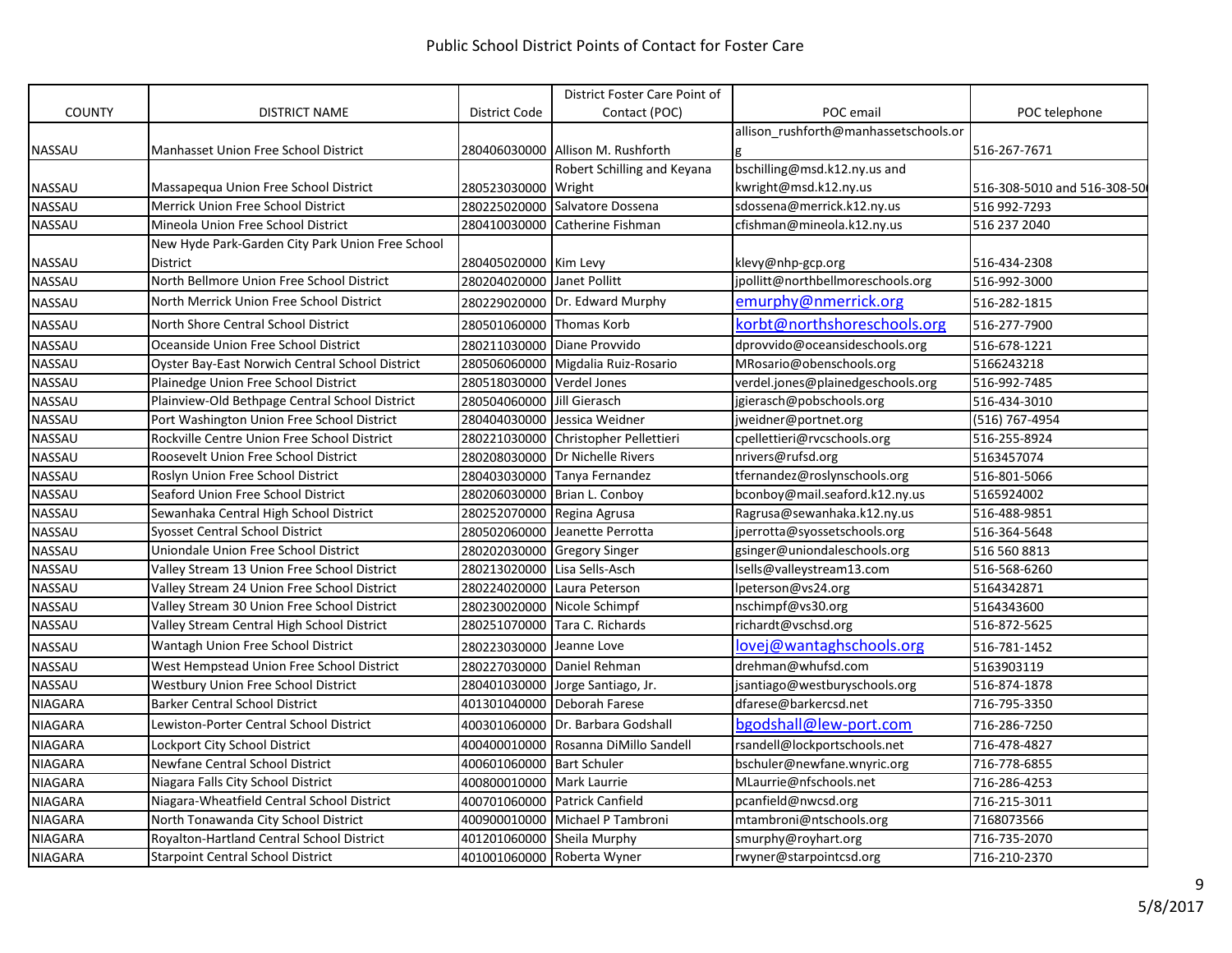# Public School District Points of Contact for Foster Care

| COUNTY | DISTRICT NAME | District Code | District Foster Care Point of Contact (POC) | POC email | POC telephone |
|---|---|---|---|---|---|
| NASSAU | Manhasset Union Free School District | 280406030000 | Allison M. Rushforth | allison_rushforth@manhassetschools.org | 516-267-7671 |
| NASSAU | Massapequa Union Free School District | 280523030000 | Robert Schilling and Keyana Wright | bschilling@msd.k12.ny.us and kwright@msd.k12.ny.us | 516-308-5010 and 516-308-50 |
| NASSAU | Merrick Union Free School District | 280225020000 | Salvatore Dossena | sdossena@merrick.k12.ny.us | 516 992-7293 |
| NASSAU | Mineola Union Free School District | 280410030000 | Catherine Fishman | cfishman@mineola.k12.ny.us | 516 237 2040 |
| NASSAU | New Hyde Park-Garden City Park Union Free School District | 280405020000 | Kim Levy | klevy@nhp-gcp.org | 516-434-2308 |
| NASSAU | North Bellmore Union Free School District | 280204020000 | Janet Pollitt | jpollitt@northbellmoreschools.org | 516-992-3000 |
| NASSAU | North Merrick Union Free School District | 280229020000 | Dr. Edward Murphy | emurphy@nmerrick.org | 516-282-1815 |
| NASSAU | North Shore Central School District | 280501060000 | Thomas Korb | korbt@northshoreschools.org | 516-277-7900 |
| NASSAU | Oceanside Union Free School District | 280211030000 | Diane Provvido | dprovvido@oceansideschools.org | 516-678-1221 |
| NASSAU | Oyster Bay-East Norwich Central School District | 280506060000 | Migdalia Ruiz-Rosario | MRosario@obenschools.org | 5166243218 |
| NASSAU | Plainedge Union Free School District | 280518030000 | Verdel Jones | verdel.jones@plainedgeschools.org | 516-992-7485 |
| NASSAU | Plainview-Old Bethpage Central School District | 280504060000 | Jill Gierasch | jgierasch@pobschools.org | 516-434-3010 |
| NASSAU | Port Washington Union Free School District | 280404030000 | Jessica Weidner | jweidner@portnet.org | (516) 767-4954 |
| NASSAU | Rockville Centre Union Free School District | 280221030000 | Christopher Pellettieri | cpellettieri@rvcschools.org | 516-255-8924 |
| NASSAU | Roosevelt Union Free School District | 280208030000 | Dr Nichelle Rivers | nrivers@rufsd.org | 5163457074 |
| NASSAU | Roslyn Union Free School District | 280403030000 | Tanya Fernandez | tfernandez@roslynschools.org | 516-801-5066 |
| NASSAU | Seaford Union Free School District | 280206030000 | Brian L. Conboy | bconboy@mail.seaford.k12.ny.us | 5165924002 |
| NASSAU | Sewanhaka Central High School District | 280252070000 | Regina Agrusa | Ragrusa@sewanhaka.k12.ny.us | 516-488-9851 |
| NASSAU | Syosset Central School District | 280502060000 | Jeanette Perrotta | jperrotta@syossetschools.org | 516-364-5648 |
| NASSAU | Uniondale Union Free School District | 280202030000 | Gregory Singer | gsinger@uniondaleschools.org | 516 560 8813 |
| NASSAU | Valley Stream 13 Union Free School District | 280213020000 | Lisa Sells-Asch | lsells@valleystream13.com | 516-568-6260 |
| NASSAU | Valley Stream 24 Union Free School District | 280224020000 | Laura Peterson | lpeterson@vs24.org | 5164342871 |
| NASSAU | Valley Stream 30 Union Free School District | 280230020000 | Nicole Schimpf | nschimpf@vs30.org | 5164343600 |
| NASSAU | Valley Stream Central High School District | 280251070000 | Tara C. Richards | richardt@vschsd.org | 516-872-5625 |
| NASSAU | Wantagh Union Free School District | 280223030000 | Jeanne Love | lovej@wantaghschools.org | 516-781-1452 |
| NASSAU | West Hempstead Union Free School District | 280227030000 | Daniel Rehman | drehman@whufsd.com | 5163903119 |
| NASSAU | Westbury Union Free School District | 280401030000 | Jorge Santiago, Jr. | jsantiago@westburyschools.org | 516-874-1878 |
| NIAGARA | Barker Central School District | 401301040000 | Deborah Farese | dfarese@barkercsd.net | 716-795-3350 |
| NIAGARA | Lewiston-Porter Central School District | 400301060000 | Dr. Barbara Godshall | bgodshall@lew-port.com | 716-286-7250 |
| NIAGARA | Lockport City School District | 400400010000 | Rosanna DiMillo Sandell | rsandell@lockportschools.net | 716-478-4827 |
| NIAGARA | Newfane Central School District | 400601060000 | Bart Schuler | bschuler@newfane.wnyric.org | 716-778-6855 |
| NIAGARA | Niagara Falls City School District | 400800010000 | Mark Laurrie | MLaurrie@nfschools.net | 716-286-4253 |
| NIAGARA | Niagara-Wheatfield Central School District | 400701060000 | Patrick Canfield | pcanfield@nwcsd.org | 716-215-3011 |
| NIAGARA | North Tonawanda City School District | 400900010000 | Michael P Tambroni | mtambroni@ntschools.org | 7168073566 |
| NIAGARA | Royalton-Hartland Central School District | 401201060000 | Sheila Murphy | smurphy@royhart.org | 716-735-2070 |
| NIAGARA | Starpoint Central School District | 401001060000 | Roberta Wyner | rwyner@starpointcsd.org | 716-210-2370 |

5/8/2017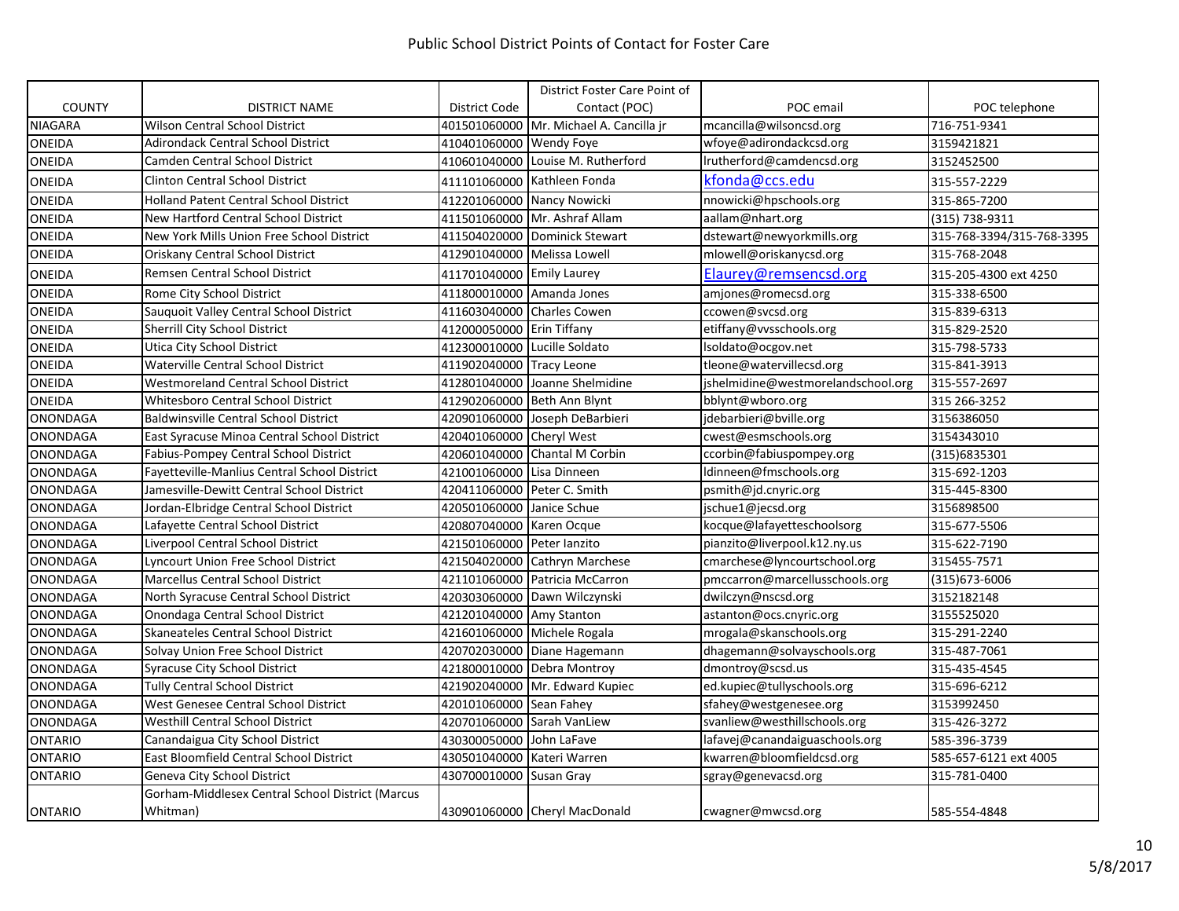# Public School District Points of Contact for Foster Care

| COUNTY | DISTRICT NAME | District Code | District Foster Care Point of Contact (POC) | POC email | POC telephone |
|---|---|---|---|---|---|
| NIAGARA | Wilson Central School District | 401501060000 | Mr. Michael A. Cancilla jr | mcancilla@wilsoncsd.org | 716-751-9341 |
| ONEIDA | Adirondack Central School District | 410401060000 | Wendy Foye | wfoye@adirondackcsd.org | 3159421821 |
| ONEIDA | Camden Central School District | 410601040000 | Louise M. Rutherford | lrutherford@camdencsd.org | 3152452500 |
| ONEIDA | Clinton Central School District | 411101060000 | Kathleen Fonda | kfonda@ccs.edu | 315-557-2229 |
| ONEIDA | Holland Patent Central School District | 412201060000 | Nancy Nowicki | nnowicki@hpschools.org | 315-865-7200 |
| ONEIDA | New Hartford Central School District | 411501060000 | Mr. Ashraf Allam | aallam@nhart.org | (315) 738-9311 |
| ONEIDA | New York Mills Union Free School District | 411504020000 | Dominick Stewart | dstewart@newyorkmills.org | 315-768-3394/315-768-3395 |
| ONEIDA | Oriskany Central School District | 412901040000 | Melissa Lowell | mlowell@oriskanycsd.org | 315-768-2048 |
| ONEIDA | Remsen Central School District | 411701040000 | Emily Laurey | Elaurey@remsencsd.org | 315-205-4300 ext 4250 |
| ONEIDA | Rome City School District | 411800010000 | Amanda Jones | amjones@romecsd.org | 315-338-6500 |
| ONEIDA | Sauquoit Valley Central School District | 411603040000 | Charles Cowen | ccowen@svcsd.org | 315-839-6313 |
| ONEIDA | Sherrill City School District | 412000050000 | Erin Tiffany | etiffany@vvsschools.org | 315-829-2520 |
| ONEIDA | Utica City School District | 412300010000 | Lucille Soldato | lsoldato@ocgov.net | 315-798-5733 |
| ONEIDA | Waterville Central School District | 411902040000 | Tracy Leone | tleone@watervillecsd.org | 315-841-3913 |
| ONEIDA | Westmoreland Central School District | 412801040000 | Joanne Shelmidine | jshelmidine@westmorelandschool.org | 315-557-2697 |
| ONEIDA | Whitesboro Central School District | 412902060000 | Beth Ann Blynt | bblynt@wboro.org | 315 266-3252 |
| ONONDAGA | Baldwinsville Central School District | 420901060000 | Joseph DeBarbieri | jdebarbieri@bville.org | 3156386050 |
| ONONDAGA | East Syracuse Minoa Central School District | 420401060000 | Cheryl West | cwest@esmschools.org | 3154343010 |
| ONONDAGA | Fabius-Pompey Central School District | 420601040000 | Chantal M Corbin | ccorbin@fabiuspompey.org | (315)6835301 |
| ONONDAGA | Fayetteville-Manlius Central School District | 421001060000 | Lisa Dinneen | ldinneen@fmschools.org | 315-692-1203 |
| ONONDAGA | Jamesville-Dewitt Central School District | 420411060000 | Peter C. Smith | psmith@jd.cnyric.org | 315-445-8300 |
| ONONDAGA | Jordan-Elbridge Central School District | 420501060000 | Janice Schue | jschue1@jecsd.org | 3156898500 |
| ONONDAGA | Lafayette Central School District | 420807040000 | Karen Ocque | kocque@lafayetteschoolsorg | 315-677-5506 |
| ONONDAGA | Liverpool Central School District | 421501060000 | Peter Ianzito | pianzito@liverpool.k12.ny.us | 315-622-7190 |
| ONONDAGA | Lyncourt Union Free School District | 421504020000 | Cathryn Marchese | cmarchese@lyncourtschool.org | 315455-7571 |
| ONONDAGA | Marcellus Central School District | 421101060000 | Patricia McCarron | pmccarron@marcellusschools.org | (315)673-6006 |
| ONONDAGA | North Syracuse Central School District | 420303060000 | Dawn Wilczynski | dwilczyn@nscsd.org | 3152182148 |
| ONONDAGA | Onondaga Central School District | 421201040000 | Amy Stanton | astanton@ocs.cnyric.org | 3155525020 |
| ONONDAGA | Skaneateles Central School District | 421601060000 | Michele Rogala | mrogala@skanschools.org | 315-291-2240 |
| ONONDAGA | Solvay Union Free School District | 420702030000 | Diane Hagemann | dhagemann@solvayschools.org | 315-487-7061 |
| ONONDAGA | Syracuse City School District | 421800010000 | Debra Montroy | dmontroy@scsd.us | 315-435-4545 |
| ONONDAGA | Tully Central School District | 421902040000 | Mr. Edward Kupiec | ed.kupiec@tullyschools.org | 315-696-6212 |
| ONONDAGA | West Genesee Central School District | 420101060000 | Sean Fahey | sfahey@westgenesee.org | 3153992450 |
| ONONDAGA | Westhill Central School District | 420701060000 | Sarah VanLiew | svanliew@westhillschools.org | 315-426-3272 |
| ONTARIO | Canandaigua City School District | 430300050000 | John LaFave | lafavej@canandaiguaschools.org | 585-396-3739 |
| ONTARIO | East Bloomfield Central School District | 430501040000 | Kateri Warren | kwarren@bloomfieldcsd.org | 585-657-6121 ext 4005 |
| ONTARIO | Geneva City School District | 430700010000 | Susan Gray | sgray@genevacsd.org | 315-781-0400 |
| ONTARIO | Gorham-Middlesex Central School District (Marcus Whitman) | 430901060000 | Cheryl MacDonald | cwagner@mwcsd.org | 585-554-4848 |

5/8/2017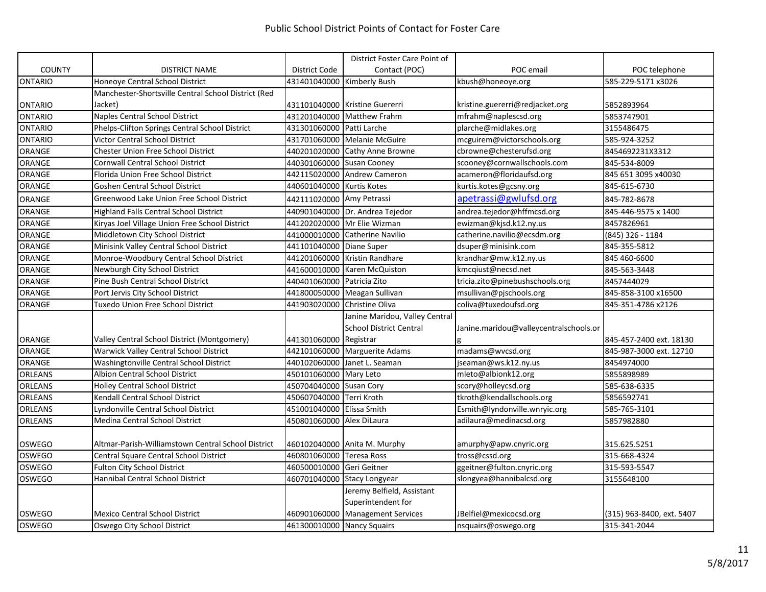# Public School District Points of Contact for Foster Care

| COUNTY | DISTRICT NAME | District Code | District Foster Care Point of Contact (POC) | POC email | POC telephone |
|---|---|---|---|---|---|
| ONTARIO | Honeoye Central School District | 431401040000 | Kimberly Bush | kbush@honeoye.org | 585-229-5171 x3026 |
| ONTARIO | Manchester-Shortsville Central School District (Red Jacket) | 431101040000 | Kristine Guererri | kristine.guererri@redjacket.org | 5852893964 |
| ONTARIO | Naples Central School District | 431201040000 | Matthew Frahm | mfrahm@naplescsd.org | 5853747901 |
| ONTARIO | Phelps-Clifton Springs Central School District | 431301060000 | Patti Larche | plarche@midlakes.org | 3155486475 |
| ONTARIO | Victor Central School District | 431701060000 | Melanie McGuire | mcguirem@victorschools.org | 585-924-3252 |
| ORANGE | Chester Union Free School District | 440201020000 | Cathy Anne Browne | cbrowne@chesterufsd.org | 8454692231X3312 |
| ORANGE | Cornwall Central School District | 440301060000 | Susan Cooney | scooney@cornwallschools.com | 845-534-8009 |
| ORANGE | Florida Union Free School District | 442115020000 | Andrew Cameron | acameron@floridaufsd.org | 845 651 3095 x40030 |
| ORANGE | Goshen Central School District | 440601040000 | Kurtis Kotes | kurtis.kotes@gcsny.org | 845-615-6730 |
| ORANGE | Greenwood Lake Union Free School District | 442111020000 | Amy Petrassi | apetrassi@gwlufsd.org | 845-782-8678 |
| ORANGE | Highland Falls Central School District | 440901040000 | Dr. Andrea Tejedor | andrea.tejedor@hffmcsd.org | 845-446-9575 x 1400 |
| ORANGE | Kiryas Joel Village Union Free School District | 441202020000 | Mr Elie Wizman | ewizman@kjsd.k12.ny.us | 8457826961 |
| ORANGE | Middletown City School District | 441000010000 | Catherine Navilio | catherine.navilio@ecsdm.org | (845) 326 - 1184 |
| ORANGE | Minisink Valley Central School District | 441101040000 | Diane Super | dsuper@minisink.com | 845-355-5812 |
| ORANGE | Monroe-Woodbury Central School District | 441201060000 | Kristin Randhare | krandhar@mw.k12.ny.us | 845 460-6600 |
| ORANGE | Newburgh City School District | 441600010000 | Karen McQuiston | kmcqiust@necsd.net | 845-563-3448 |
| ORANGE | Pine Bush Central School District | 440401060000 | Patricia Zito | tricia.zito@pinebushschools.org | 8457444029 |
| ORANGE | Port Jervis City School District | 441800050000 | Meagan Sullivan | msullivan@pjschools.org | 845-858-3100 x16500 |
| ORANGE | Tuxedo Union Free School District | 441903020000 | Christine Oliva | coliva@tuxedoufsd.org | 845-351-4786 x2126 |
| ORANGE | Valley Central School District (Montgomery) | 441301060000 | Janine Maridou, Valley Central School District Central Registrar | Janine.maridou@valleycentralschools.org | 845-457-2400 ext. 18130 |
| ORANGE | Warwick Valley Central School District | 442101060000 | Marguerite Adams | madams@wvcsd.org | 845-987-3000 ext. 12710 |
| ORANGE | Washingtonville Central School District | 440102060000 | Janet L. Seaman | jseaman@ws.k12.ny.us | 8454974000 |
| ORLEANS | Albion Central School District | 450101060000 | Mary Leto | mleto@albionk12.org | 5855898989 |
| ORLEANS | Holley Central School District | 450704040000 | Susan Cory | scory@holleycsd.org | 585-638-6335 |
| ORLEANS | Kendall Central School District | 450607040000 | Terri Kroth | tkroth@kendallschools.org | 5856592741 |
| ORLEANS | Lyndonville Central School District | 451001040000 | Elissa Smith | Esmith@lyndonville.wnryic.org | 585-765-3101 |
| ORLEANS | Medina Central School District | 450801060000 | Alex DiLaura | adilaura@medinacsd.org | 5857982880 |
| OSWEGO | Altmar-Parish-Williamstown Central School District | 460102040000 | Anita M. Murphy | amurphy@apw.cnyric.org | 315.625.5251 |
| OSWEGO | Central Square Central School District | 460801060000 | Teresa Ross | tross@cssd.org | 315-668-4324 |
| OSWEGO | Fulton City School District | 460500010000 | Geri Geitner | ggeitner@fulton.cnyric.org | 315-593-5547 |
| OSWEGO | Hannibal Central School District | 460701040000 | Stacy Longyear | slongyea@hannibalcsd.org | 3155648100 |
| OSWEGO | Mexico Central School District | 460901060000 | Jeremy Belfield, Assistant Superintendent for Management Services | JBelfiel@mexicocsd.org | (315) 963-8400, ext. 5407 |
| OSWEGO | Oswego City School District | 461300010000 | Nancy Squairs | nsquairs@oswego.org | 315-341-2044 |

5/8/2017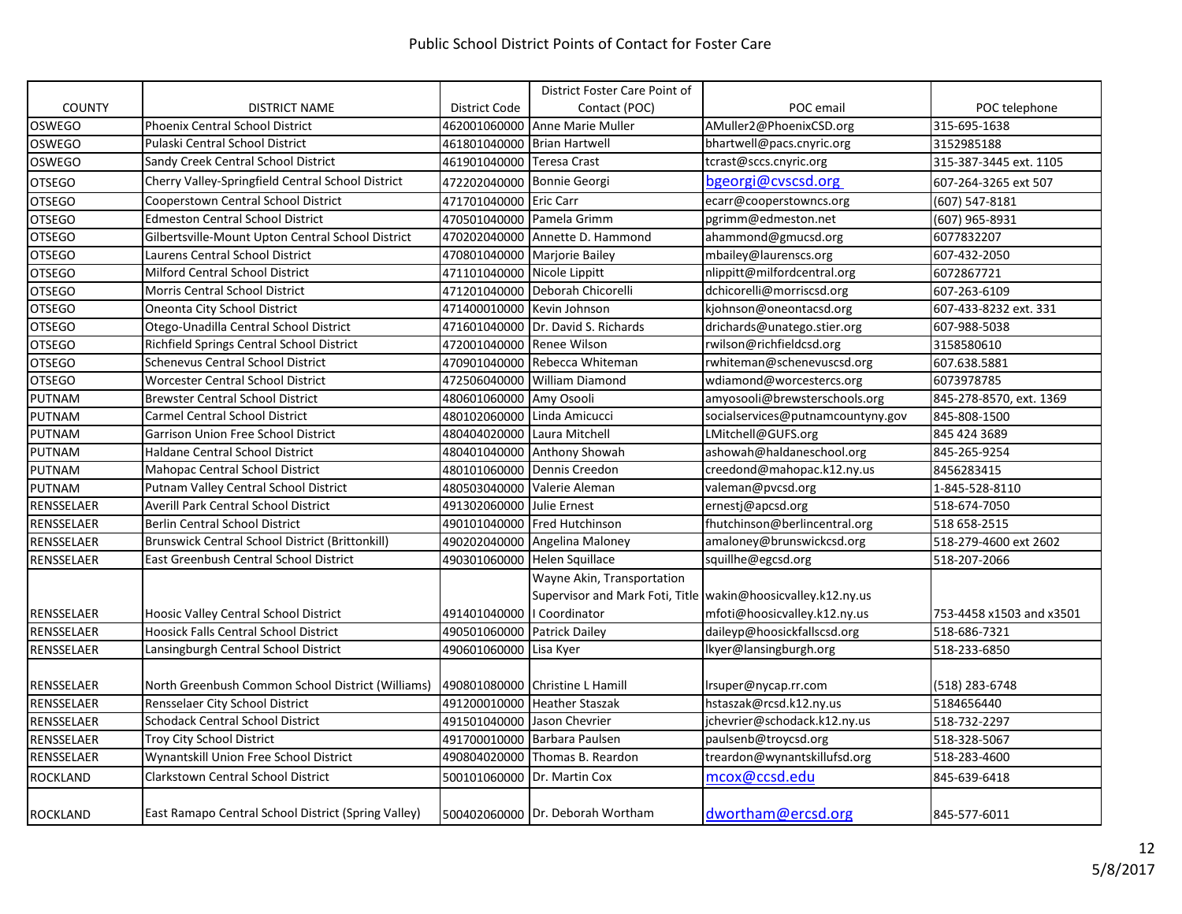# Public School District Points of Contact for Foster Care

| COUNTY | DISTRICT NAME | District Code | District Foster Care Point of Contact (POC) | POC email | POC telephone |
|---|---|---|---|---|---|
| OSWEGO | Phoenix Central School District | 462001060000 | Anne Marie Muller | AMuller2@PhoenixCSD.org | 315-695-1638 |
| OSWEGO | Pulaski Central School District | 461801040000 | Brian Hartwell | bhartwell@pacs.cnyric.org | 3152985188 |
| OSWEGO | Sandy Creek Central School District | 461901040000 | Teresa Crast | tcrast@sccs.cnyric.org | 315-387-3445 ext. 1105 |
| OTSEGO | Cherry Valley-Springfield Central School District | 472202040000 | Bonnie Georgi | bgeorgi@cvscsd.org | 607-264-3265 ext 507 |
| OTSEGO | Cooperstown Central School District | 471701040000 | Eric Carr | ecarr@cooperstowncs.org | (607) 547-8181 |
| OTSEGO | Edmeston Central School District | 470501040000 | Pamela Grimm | pgrimm@edmeston.net | (607) 965-8931 |
| OTSEGO | Gilbertsville-Mount Upton Central School District | 470202040000 | Annette D. Hammond | ahammond@gmucsd.org | 6077832207 |
| OTSEGO | Laurens Central School District | 470801040000 | Marjorie Bailey | mbailey@laurenscs.org | 607-432-2050 |
| OTSEGO | Milford Central School District | 471101040000 | Nicole Lippitt | nlippitt@milfordcentral.org | 6072867721 |
| OTSEGO | Morris Central School District | 471201040000 | Deborah Chicorelli | dchicorelli@morriscsd.org | 607-263-6109 |
| OTSEGO | Oneonta City School District | 471400010000 | Kevin Johnson | kjohnson@oneontacsd.org | 607-433-8232 ext. 331 |
| OTSEGO | Otego-Unadilla Central School District | 471601040000 | Dr. David S. Richards | drichards@unatego.stier.org | 607-988-5038 |
| OTSEGO | Richfield Springs Central School District | 472001040000 | Renee Wilson | rwilson@richfieldcsd.org | 3158580610 |
| OTSEGO | Schenevus Central School District | 470901040000 | Rebecca Whiteman | rwhiteman@schenevuscsd.org | 607.638.5881 |
| OTSEGO | Worcester Central School District | 472506040000 | William Diamond | wdiamond@worcestercs.org | 6073978785 |
| PUTNAM | Brewster Central School District | 480601060000 | Amy Osooli | amyosooli@brewsterschools.org | 845-278-8570, ext. 1369 |
| PUTNAM | Carmel Central School District | 480102060000 | Linda Amicucci | socialservices@putnamcountyny.gov | 845-808-1500 |
| PUTNAM | Garrison Union Free School District | 480404020000 | Laura Mitchell | LMitchell@GUFS.org | 845 424 3689 |
| PUTNAM | Haldane Central School District | 480401040000 | Anthony Showah | ashowah@haldaneschool.org | 845-265-9254 |
| PUTNAM | Mahopac Central School District | 480101060000 | Dennis Creedon | creedond@mahopac.k12.ny.us | 8456283415 |
| PUTNAM | Putnam Valley Central School District | 480503040000 | Valerie Aleman | valeman@pvcsd.org | 1-845-528-8110 |
| RENSSELAER | Averill Park Central School District | 491302060000 | Julie Ernest | ernestj@apcsd.org | 518-674-7050 |
| RENSSELAER | Berlin Central School District | 490101040000 | Fred Hutchinson | fhutchinson@berlincentral.org | 518 658-2515 |
| RENSSELAER | Brunswick Central School District (Brittonkill) | 490202040000 | Angelina Maloney | amaloney@brunswickcsd.org | 518-279-4600 ext 2602 |
| RENSSELAER | East Greenbush Central School District | 490301060000 | Helen Squillace | squillhe@egcsd.org | 518-207-2066 |
| RENSSELAER | Hoosic Valley Central School District | 491401040000 | Wayne Akin, Transportation Supervisor and Mark Foti, Title I Coordinator | wakin@hoosicvalley.k12.ny.us mfoti@hoosicvalley.k12.ny.us | 753-4458 x1503 and x3501 |
| RENSSELAER | Hoosick Falls Central School District | 490501060000 | Patrick Dailey | daileyp@hoosickfallscsd.org | 518-686-7321 |
| RENSSELAER | Lansingburgh Central School District | 490601060000 | Lisa Kyer | lkyer@lansingburgh.org | 518-233-6850 |
| RENSSELAER | North Greenbush Common School District (Williams) | 490801080000 | Christine L Hamill | lrsuper@nycap.rr.com | (518) 283-6748 |
| RENSSELAER | Rensselaer City School District | 491200010000 | Heather Staszak | hstaszak@rcsd.k12.ny.us | 5184656440 |
| RENSSELAER | Schodack Central School District | 491501040000 | Jason Chevrier | jchevrier@schodack.k12.ny.us | 518-732-2297 |
| RENSSELAER | Troy City School District | 491700010000 | Barbara Paulsen | paulsenb@troycsd.org | 518-328-5067 |
| RENSSELAER | Wynantskill Union Free School District | 490804020000 | Thomas B. Reardon | treardon@wynantskillufsd.org | 518-283-4600 |
| ROCKLAND | Clarkstown Central School District | 500101060000 | Dr. Martin Cox | mcox@ccsd.edu | 845-639-6418 |
| ROCKLAND | East Ramapo Central School District (Spring Valley) | 500402060000 | Dr. Deborah Wortham | dwortham@ercsd.org | 845-577-6011 |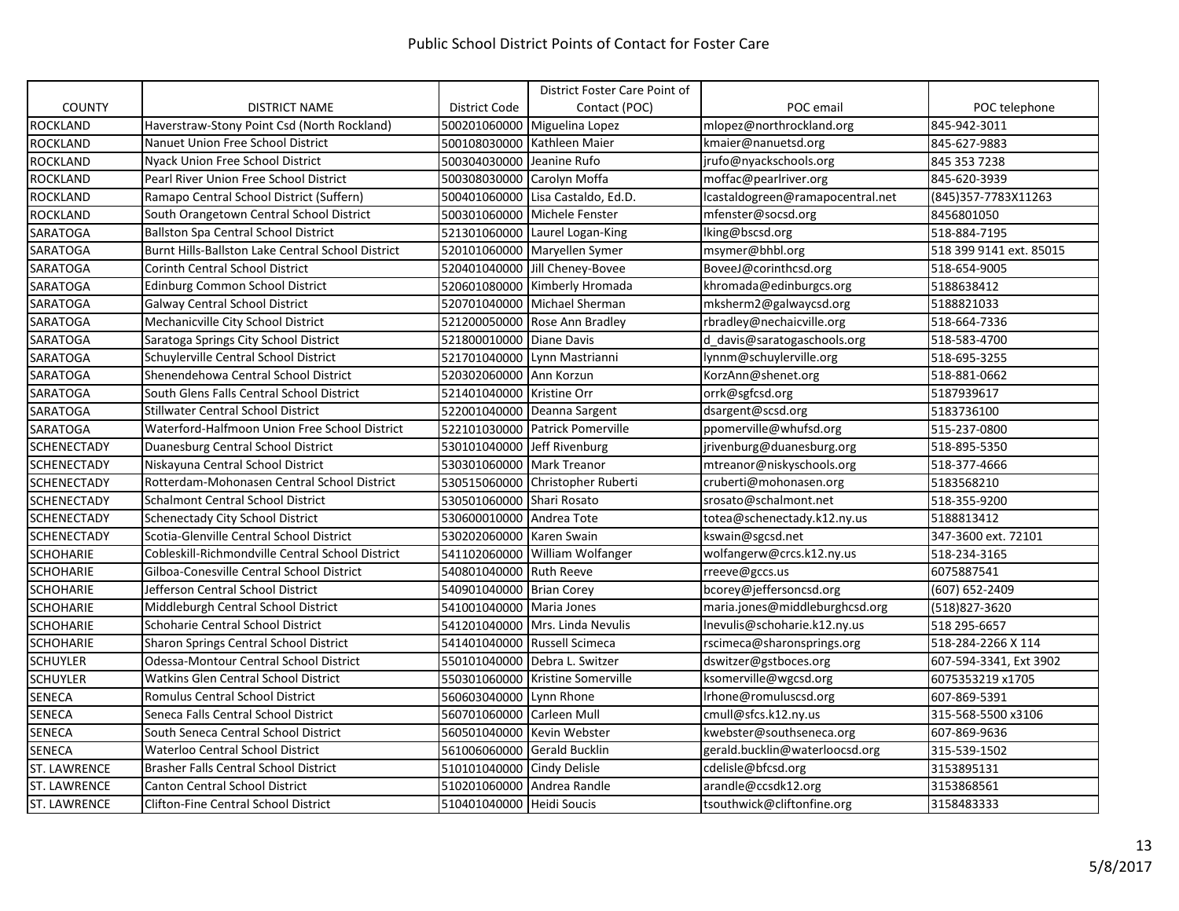# Public School District Points of Contact for Foster Care

| COUNTY | DISTRICT NAME | District Code | District Foster Care Point of Contact (POC) | POC email | POC telephone |
|---|---|---|---|---|---|
| ROCKLAND | Haverstraw-Stony Point Csd (North Rockland) | 500201060000 | Miguelina Lopez | mlopez@northrockland.org | 845-942-3011 |
| ROCKLAND | Nanuet Union Free School District | 500108030000 | Kathleen Maier | kmaier@nanuetsd.org | 845-627-9883 |
| ROCKLAND | Nyack Union Free School District | 500304030000 | Jeanine Rufo | jrufo@nyackschools.org | 845 353 7238 |
| ROCKLAND | Pearl River Union Free School District | 500308030000 | Carolyn Moffa | moffac@pearlriver.org | 845-620-3939 |
| ROCKLAND | Ramapo Central School District (Suffern) | 500401060000 | Lisa Castaldo, Ed.D. | lcastaldogreen@ramapocentral.net | (845)357-7783X11263 |
| ROCKLAND | South Orangetown Central School District | 500301060000 | Michele Fenster | mfenster@socsd.org | 8456801050 |
| SARATOGA | Ballston Spa Central School District | 521301060000 | Laurel Logan-King | lking@bscsd.org | 518-884-7195 |
| SARATOGA | Burnt Hills-Ballston Lake Central School District | 520101060000 | Maryellen Symer | msymer@bhbl.org | 518 399 9141 ext. 85015 |
| SARATOGA | Corinth Central School District | 520401040000 | Jill Cheney-Bovee | BoveeJ@corinthcsd.org | 518-654-9005 |
| SARATOGA | Edinburg Common School District | 520601080000 | Kimberly Hromada | khromada@edinburgcs.org | 5188638412 |
| SARATOGA | Galway Central School District | 520701040000 | Michael Sherman | mksherm2@galwaycsd.org | 5188821033 |
| SARATOGA | Mechanicville City School District | 521200050000 | Rose Ann Bradley | rbradley@mechaicville.org | 518-664-7336 |
| SARATOGA | Saratoga Springs City School District | 521800010000 | Diane Davis | d_davis@saratogaschools.org | 518-583-4700 |
| SARATOGA | Schuylerville Central School District | 521701040000 | Lynn Mastrianni | lynnm@schuylerville.org | 518-695-3255 |
| SARATOGA | Shenendehowa Central School District | 520302060000 | Ann Korzun | KorzAnn@shenet.org | 518-881-0662 |
| SARATOGA | South Glens Falls Central School District | 521401040000 | Kristine Orr | orrk@sgfcsd.org | 5187939617 |
| SARATOGA | Stillwater Central School District | 522001040000 | Deanna Sargent | dsargent@scsd.org | 5183736100 |
| SARATOGA | Waterford-Halfmoon Union Free School District | 522101030000 | Patrick Pomerville | ppomerville@whufsd.org | 515-237-0800 |
| SCHENECTADY | Duanesburg Central School District | 530101040000 | Jeff Rivenburg | jrivenburg@duanesburg.org | 518-895-5350 |
| SCHENECTADY | Niskayuna Central School District | 530301060000 | Mark Treanor | mtreanor@niskyschools.org | 518-377-4666 |
| SCHENECTADY | Rotterdam-Mohonasen Central School District | 530515060000 | Christopher Ruberti | cruberti@mohonasen.org | 5183568210 |
| SCHENECTADY | Schalmont Central School District | 530501060000 | Shari Rosato | srosato@schalmont.net | 518-355-9200 |
| SCHENECTADY | Schenectady City School District | 530600010000 | Andrea Tote | totea@schenectady.k12.ny.us | 5188813412 |
| SCHENECTADY | Scotia-Glenville Central School District | 530202060000 | Karen Swain | kswain@sgcsd.net | 347-3600 ext. 72101 |
| SCHOHARIE | Cobleskill-Richmondville Central School District | 541102060000 | William Wolfanger | wolfangerw@crcs.k12.ny.us | 518-234-3165 |
| SCHOHARIE | Gilboa-Conesville Central School District | 540801040000 | Ruth Reeve | rreeve@gccs.us | 6075887541 |
| SCHOHARIE | Jefferson Central School District | 540901040000 | Brian Corey | bcorey@jeffersoncsd.org | (607) 652-2409 |
| SCHOHARIE | Middleburgh Central School District | 541001040000 | Maria Jones | maria.jones@middleburghcsd.org | (518)827-3620 |
| SCHOHARIE | Schoharie Central School District | 541201040000 | Mrs. Linda Nevulis | lnevulis@schoharie.k12.ny.us | 518 295-6657 |
| SCHOHARIE | Sharon Springs Central School District | 541401040000 | Russell Scimeca | rscimeca@sharonsprings.org | 518-284-2266 X 114 |
| SCHUYLER | Odessa-Montour Central School District | 550101040000 | Debra L. Switzer | dswitzer@gstboces.org | 607-594-3341, Ext 3902 |
| SCHUYLER | Watkins Glen Central School District | 550301060000 | Kristine Somerville | ksomerville@wgcsd.org | 6075353219 x1705 |
| SENECA | Romulus Central School District | 560603040000 | Lynn Rhone | lrhone@romuluscsd.org | 607-869-5391 |
| SENECA | Seneca Falls Central School District | 560701060000 | Carleen Mull | cmull@sfcs.k12.ny.us | 315-568-5500 x3106 |
| SENECA | South Seneca Central School District | 560501040000 | Kevin Webster | kwebster@southseneca.org | 607-869-9636 |
| SENECA | Waterloo Central School District | 561006060000 | Gerald Bucklin | gerald.bucklin@waterloocsd.org | 315-539-1502 |
| ST. LAWRENCE | Brasher Falls Central School District | 510101040000 | Cindy Delisle | cdelisle@bfcsd.org | 3153895131 |
| ST. LAWRENCE | Canton Central School District | 510201060000 | Andrea Randle | arandle@ccsdk12.org | 3153868561 |
| ST. LAWRENCE | Clifton-Fine Central School District | 510401040000 | Heidi Soucis | tsouthwick@cliftonfine.org | 3158483333 |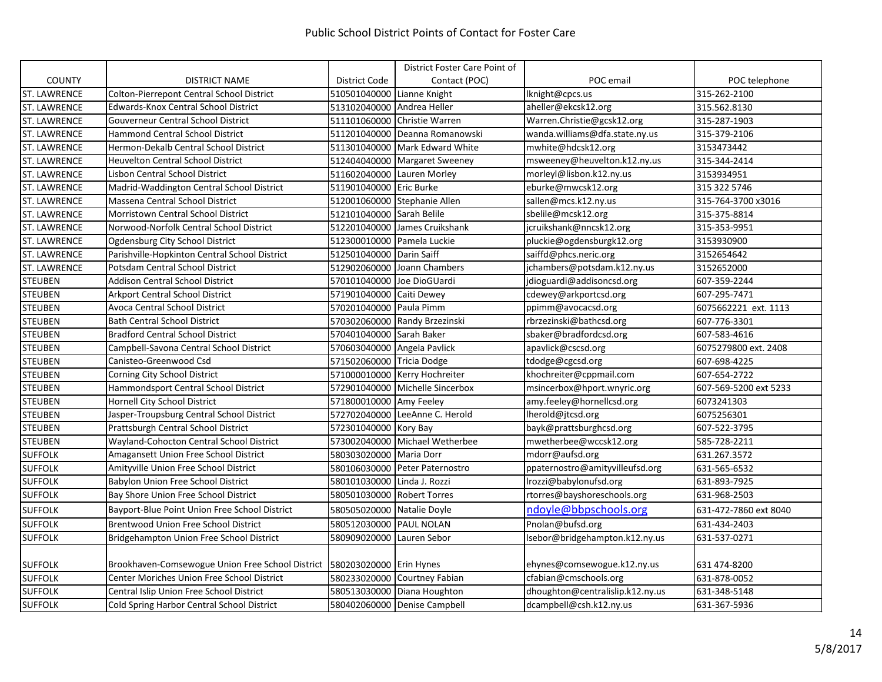# Public School District Points of Contact for Foster Care

| COUNTY | DISTRICT NAME | District Code | District Foster Care Point of Contact (POC) | POC email | POC telephone |
|---|---|---|---|---|---|
| ST. LAWRENCE | Colton-Pierrepont Central School District | 510501040000 | Lianne Knight | lknight@cpcs.us | 315-262-2100 |
| ST. LAWRENCE | Edwards-Knox Central School District | 513102040000 | Andrea Heller | aheller@ekcsk12.org | 315.562.8130 |
| ST. LAWRENCE | Gouverneur Central School District | 511101060000 | Christie Warren | Warren.Christie@gcsk12.org | 315-287-1903 |
| ST. LAWRENCE | Hammond Central School District | 511201040000 | Deanna Romanowski | wanda.williams@dfa.state.ny.us | 315-379-2106 |
| ST. LAWRENCE | Hermon-Dekalb Central School District | 511301040000 | Mark Edward White | mwhite@hdcsk12.org | 3153473442 |
| ST. LAWRENCE | Heuvelton Central School District | 512404040000 | Margaret Sweeney | msweeney@heuvelton.k12.ny.us | 315-344-2414 |
| ST. LAWRENCE | Lisbon Central School District | 511602040000 | Lauren Morley | morleyl@lisbon.k12.ny.us | 3153934951 |
| ST. LAWRENCE | Madrid-Waddington Central School District | 511901040000 | Eric Burke | eburke@mwcsk12.org | 315 322 5746 |
| ST. LAWRENCE | Massena Central School District | 512001060000 | Stephanie Allen | sallen@mcs.k12.ny.us | 315-764-3700 x3016 |
| ST. LAWRENCE | Morristown Central School District | 512101040000 | Sarah Belile | sbelile@mcsk12.org | 315-375-8814 |
| ST. LAWRENCE | Norwood-Norfolk Central School District | 512201040000 | James Cruikshank | jcruikshank@nncsk12.org | 315-353-9951 |
| ST. LAWRENCE | Ogdensburg City School District | 512300010000 | Pamela Luckie | pluckie@ogdensburgk12.org | 3153930900 |
| ST. LAWRENCE | Parishville-Hopkinton Central School District | 512501040000 | Darin Saiff | saiffd@phcs.neric.org | 3152654642 |
| ST. LAWRENCE | Potsdam Central School District | 512902060000 | Joann Chambers | jchambers@potsdam.k12.ny.us | 3152652000 |
| STEUBEN | Addison Central School District | 570101040000 | Joe DioGUardi | jdioguardi@addisoncsd.org | 607-359-2244 |
| STEUBEN | Arkport Central School District | 571901040000 | Caiti Dewey | cdewey@arkportcsd.org | 607-295-7471 |
| STEUBEN | Avoca Central School District | 570201040000 | Paula Pimm | ppimm@avocacsd.org | 6075662221 ext. 1113 |
| STEUBEN | Bath Central School District | 570302060000 | Randy Brzezinski | rbrzezinski@bathcsd.org | 607-776-3301 |
| STEUBEN | Bradford Central School District | 570401040000 | Sarah Baker | sbaker@bradfordcsd.org | 607-583-4616 |
| STEUBEN | Campbell-Savona Central School District | 570603040000 | Angela Pavlick | apavlick@cscsd.org | 6075279800 ext. 2408 |
| STEUBEN | Canisteo-Greenwood Csd | 571502060000 | Tricia Dodge | tdodge@cgcsd.org | 607-698-4225 |
| STEUBEN | Corning City School District | 571000010000 | Kerry Hochreiter | khochreiter@cppmail.com | 607-654-2722 |
| STEUBEN | Hammondsport Central School District | 572901040000 | Michelle Sincerbox | msincerbox@hport.wnyric.org | 607-569-5200 ext 5233 |
| STEUBEN | Hornell City School District | 571800010000 | Amy Feeley | amy.feeley@hornellcsd.org | 6073241303 |
| STEUBEN | Jasper-Troupsburg Central School District | 572702040000 | LeeAnne C. Herold | lherold@jtcsd.org | 6075256301 |
| STEUBEN | Prattsburgh Central School District | 572301040000 | Kory Bay | bayk@prattsburghcsd.org | 607-522-3795 |
| STEUBEN | Wayland-Cohocton Central School District | 573002040000 | Michael Wetherbee | mwetherbee@wccsk12.org | 585-728-2211 |
| SUFFOLK | Amagansett Union Free School District | 580303020000 | Maria Dorr | mdorr@aufsd.org | 631.267.3572 |
| SUFFOLK | Amityville Union Free School District | 580106030000 | Peter Paternostro | ppaternostro@amityvilleufsd.org | 631-565-6532 |
| SUFFOLK | Babylon Union Free School District | 580101030000 | Linda J. Rozzi | lrozzi@babylonufsd.org | 631-893-7925 |
| SUFFOLK | Bay Shore Union Free School District | 580501030000 | Robert Torres | rtorres@bayshoreschools.org | 631-968-2503 |
| SUFFOLK | Bayport-Blue Point Union Free School District | 580505020000 | Natalie Doyle | ndoyle@bbpschools.org | 631-472-7860 ext 8040 |
| SUFFOLK | Brentwood Union Free School District | 580512030000 | PAUL NOLAN | Pnolan@bufsd.org | 631-434-2403 |
| SUFFOLK | Bridgehampton Union Free School District | 580909020000 | Lauren Sebor | lsebor@bridgehampton.k12.ny.us | 631-537-0271 |
| SUFFOLK | Brookhaven-Comsewogue Union Free School District | 580203020000 | Erin Hynes | ehynes@comsewogue.k12.ny.us | 631 474-8200 |
| SUFFOLK | Center Moriches Union Free School District | 580233020000 | Courtney Fabian | cfabian@cmschools.org | 631-878-0052 |
| SUFFOLK | Central Islip Union Free School District | 580513030000 | Diana Houghton | dhoughton@centralislip.k12.ny.us | 631-348-5148 |
| SUFFOLK | Cold Spring Harbor Central School District | 580402060000 | Denise Campbell | dcampbell@csh.k12.ny.us | 631-367-5936 |

5/8/2017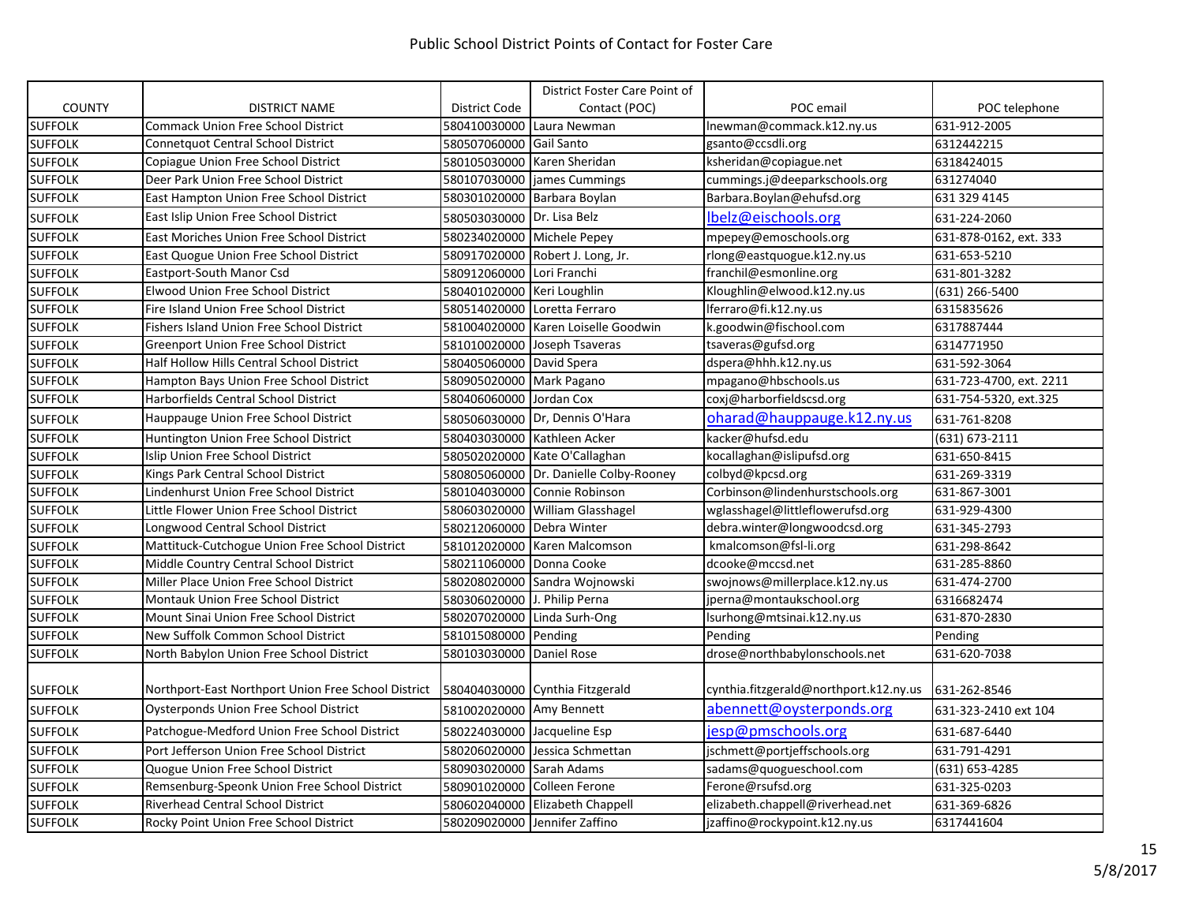# Public School District Points of Contact for Foster Care

| COUNTY | DISTRICT NAME | District Code | District Foster Care Point of Contact (POC) | POC email | POC telephone |
|---|---|---|---|---|---|
| SUFFOLK | Commack Union Free School District | 580410030000 | Laura Newman | lnewman@commack.k12.ny.us | 631-912-2005 |
| SUFFOLK | Connetquot Central School District | 580507060000 | Gail Santo | gsanto@ccsdli.org | 6312442215 |
| SUFFOLK | Copiague Union Free School District | 580105030000 | Karen Sheridan | ksheridan@copiague.net | 6318424015 |
| SUFFOLK | Deer Park Union Free School District | 580107030000 | james Cummings | cummings.j@deerparkschools.org | 631274040 |
| SUFFOLK | East Hampton Union Free School District | 580301020000 | Barbara Boylan | Barbara.Boylan@ehufsd.org | 631 329 4145 |
| SUFFOLK | East Islip Union Free School District | 580503030000 | Dr. Lisa Belz | lbelz@eischools.org | 631-224-2060 |
| SUFFOLK | East Moriches Union Free School District | 580234020000 | Michele Pepey | mpepey@emoschools.org | 631-878-0162, ext. 333 |
| SUFFOLK | East Quogue Union Free School District | 580917020000 | Robert J. Long, Jr. | rlong@eastquogue.k12.ny.us | 631-653-5210 |
| SUFFOLK | Eastport-South Manor Csd | 580912060000 | Lori Franchi | franchil@esmonline.org | 631-801-3282 |
| SUFFOLK | Elwood Union Free School District | 580401020000 | Keri Loughlin | Kloughlin@elwood.k12.ny.us | (631) 266-5400 |
| SUFFOLK | Fire Island Union Free School District | 580514020000 | Loretta Ferraro | lferraro@fi.k12.ny.us | 6315835626 |
| SUFFOLK | Fishers Island Union Free School District | 581004020000 | Karen Loiselle Goodwin | k.goodwin@fischool.com | 6317887444 |
| SUFFOLK | Greenport Union Free School District | 581010020000 | Joseph Tsaveras | tsaveras@gufsd.org | 6314771950 |
| SUFFOLK | Half Hollow Hills Central School District | 580405060000 | David Spera | dspera@hhh.k12.ny.us | 631-592-3064 |
| SUFFOLK | Hampton Bays Union Free School District | 580905020000 | Mark Pagano | mpagano@hbschools.us | 631-723-4700, ext. 2211 |
| SUFFOLK | Harborfields Central School District | 580406060000 | Jordan Cox | coxj@harborfieldscsd.org | 631-754-5320, ext.325 |
| SUFFOLK | Hauppauge Union Free School District | 580506030000 | Dr, Dennis O'Hara | oharad@hauppauge.k12.ny.us | 631-761-8208 |
| SUFFOLK | Huntington Union Free School District | 580403030000 | Kathleen Acker | kacker@hufsd.edu | (631) 673-2111 |
| SUFFOLK | Islip Union Free School District | 580502020000 | Kate O'Callaghan | kocallaghan@islipufsd.org | 631-650-8415 |
| SUFFOLK | Kings Park Central School District | 580805060000 | Dr. Danielle Colby-Rooney | colbyd@kpcsd.org | 631-269-3319 |
| SUFFOLK | Lindenhurst Union Free School District | 580104030000 | Connie Robinson | Corbinson@lindenhurstschools.org | 631-867-3001 |
| SUFFOLK | Little Flower Union Free School District | 580603020000 | William Glasshagel | wglasshagel@littleflowerufsd.org | 631-929-4300 |
| SUFFOLK | Longwood Central School District | 580212060000 | Debra Winter | debra.winter@longwoodcsd.org | 631-345-2793 |
| SUFFOLK | Mattituck-Cutchogue Union Free School District | 581012020000 | Karen Malcomson | kmalcomson@fsl-li.org | 631-298-8642 |
| SUFFOLK | Middle Country Central School District | 580211060000 | Donna Cooke | dcooke@mccsd.net | 631-285-8860 |
| SUFFOLK | Miller Place Union Free School District | 580208020000 | Sandra Wojnowski | swojnows@millerplace.k12.ny.us | 631-474-2700 |
| SUFFOLK | Montauk Union Free School District | 580306020000 | J. Philip Perna | jperna@montaukschool.org | 6316682474 |
| SUFFOLK | Mount Sinai Union Free School District | 580207020000 | Linda Surh-Ong | lsurhong@mtsinai.k12.ny.us | 631-870-2830 |
| SUFFOLK | New Suffolk Common School District | 581015080000 | Pending | Pending | Pending |
| SUFFOLK | North Babylon Union Free School District | 580103030000 | Daniel Rose | drose@northbabylonschools.net | 631-620-7038 |
| SUFFOLK | Northport-East Northport Union Free School District | 580404030000 | Cynthia Fitzgerald | cynthia.fitzgerald@northport.k12.ny.us | 631-262-8546 |
| SUFFOLK | Oysterponds Union Free School District | 581002020000 | Amy Bennett | abennett@oysterponds.org | 631-323-2410 ext 104 |
| SUFFOLK | Patchogue-Medford Union Free School District | 580224030000 | Jacqueline Esp | jesp@pmschools.org | 631-687-6440 |
| SUFFOLK | Port Jefferson Union Free School District | 580206020000 | Jessica Schmettan | jschmett@portjeffschools.org | 631-791-4291 |
| SUFFOLK | Quogue Union Free School District | 580903020000 | Sarah Adams | sadams@quogueschool.com | (631) 653-4285 |
| SUFFOLK | Remsenburg-Speonk Union Free School District | 580901020000 | Colleen Ferone | Ferone@rsufsd.org | 631-325-0203 |
| SUFFOLK | Riverhead Central School District | 580602040000 | Elizabeth Chappell | elizabeth.chappell@riverhead.net | 631-369-6826 |
| SUFFOLK | Rocky Point Union Free School District | 580209020000 | Jennifer Zaffino | jzaffino@rockypoint.k12.ny.us | 6317441604 |

5/8/2017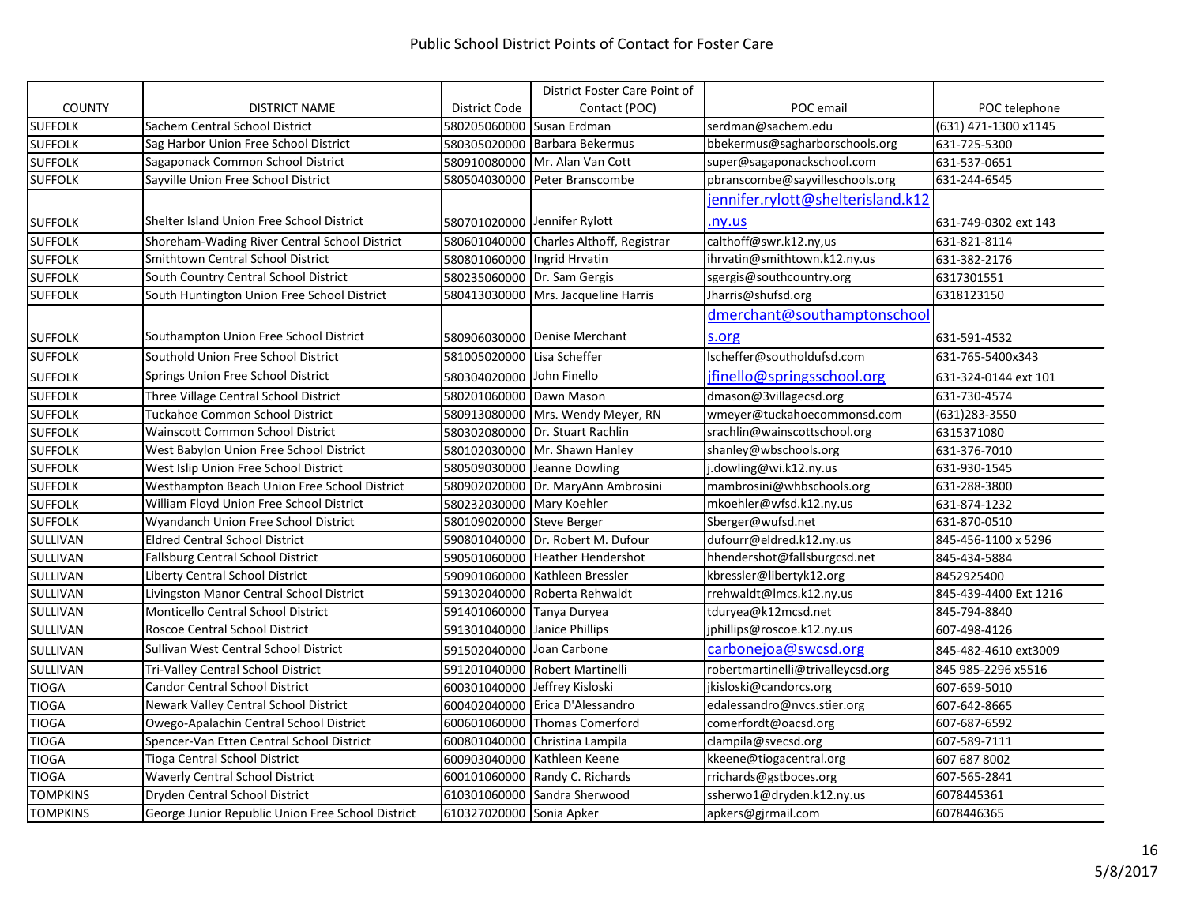| COUNTY | DISTRICT NAME | District Code | District Foster Care Point of Contact (POC) | POC email | POC telephone |
|---|---|---|---|---|---|
| SUFFOLK | Sachem Central School District | 580205060000 | Susan Erdman | serdman@sachem.edu | (631) 471-1300 x1145 |
| SUFFOLK | Sag Harbor Union Free School District | 580305020000 | Barbara Bekermus | bbekermus@sagharborschools.org | 631-725-5300 |
| SUFFOLK | Sagaponack Common School District | 580910080000 | Mr. Alan Van Cott | super@sagaponackschool.com | 631-537-0651 |
| SUFFOLK | Sayville Union Free School District | 580504030000 | Peter Branscombe | pbranscombe@sayvilleschools.org | 631-244-6545 |
| SUFFOLK | Shelter Island Union Free School District | 580701020000 | Jennifer Rylott | jennifer.rylott@shelterisland.k12.ny.us | 631-749-0302 ext 143 |
| SUFFOLK | Shoreham-Wading River Central School District | 580601040000 | Charles Althoff, Registrar | calthoff@swr.k12.ny,us | 631-821-8114 |
| SUFFOLK | Smithtown Central School District | 580801060000 | Ingrid Hrvatin | ihrvatin@smithtown.k12.ny.us | 631-382-2176 |
| SUFFOLK | South Country Central School District | 580235060000 | Dr. Sam Gergis | sgergis@southcountry.org | 6317301551 |
| SUFFOLK | South Huntington Union Free School District | 580413030000 | Mrs. Jacqueline Harris | Jharris@shufsd.org | 6318123150 |
| SUFFOLK | Southampton Union Free School District | 580906030000 | Denise Merchant | dmerchant@southamptonschools.org | 631-591-4532 |
| SUFFOLK | Southold Union Free School District | 581005020000 | Lisa Scheffer | lscheffer@southoldufsd.com | 631-765-5400x343 |
| SUFFOLK | Springs Union Free School District | 580304020000 | John Finello | jfinello@springsschool.org | 631-324-0144 ext 101 |
| SUFFOLK | Three Village Central School District | 580201060000 | Dawn Mason | dmason@3villagecsd.org | 631-730-4574 |
| SUFFOLK | Tuckahoe Common School District | 580913080000 | Mrs. Wendy Meyer, RN | wmeyer@tuckahoecommonsd.com | (631)283-3550 |
| SUFFOLK | Wainscott Common School District | 580302080000 | Dr. Stuart Rachlin | srachlin@wainscottschool.org | 6315371080 |
| SUFFOLK | West Babylon Union Free School District | 580102030000 | Mr. Shawn Hanley | shanley@wbschools.org | 631-376-7010 |
| SUFFOLK | West Islip Union Free School District | 580509030000 | Jeanne Dowling | j.dowling@wi.k12.ny.us | 631-930-1545 |
| SUFFOLK | Westhampton Beach Union Free School District | 580902020000 | Dr. MaryAnn Ambrosini | mambrosini@whbschools.org | 631-288-3800 |
| SUFFOLK | William Floyd Union Free School District | 580232030000 | Mary Koehler | mkoehler@wfsd.k12.ny.us | 631-874-1232 |
| SUFFOLK | Wyandanch Union Free School District | 580109020000 | Steve Berger | Sberger@wufsd.net | 631-870-0510 |
| SULLIVAN | Eldred Central School District | 590801040000 | Dr. Robert M. Dufour | dufourr@eldred.k12.ny.us | 845-456-1100 x 5296 |
| SULLIVAN | Fallsburg Central School District | 590501060000 | Heather Hendershot | hhendershot@fallsburgcsd.net | 845-434-5884 |
| SULLIVAN | Liberty Central School District | 590901060000 | Kathleen Bressler | kbressler@libertyk12.org | 8452925400 |
| SULLIVAN | Livingston Manor Central School District | 591302040000 | Roberta Rehwaldt | rrehwaldt@lmcs.k12.ny.us | 845-439-4400 Ext 1216 |
| SULLIVAN | Monticello Central School District | 591401060000 | Tanya Duryea | tduryea@k12mcsd.net | 845-794-8840 |
| SULLIVAN | Roscoe Central School District | 591301040000 | Janice Phillips | jphillips@roscoe.k12.ny.us | 607-498-4126 |
| SULLIVAN | Sullivan West Central School District | 591502040000 | Joan Carbone | carbonejoa@swcsd.org | 845-482-4610 ext3009 |
| SULLIVAN | Tri-Valley Central School District | 591201040000 | Robert Martinelli | robertmartinelli@trivalleycsd.org | 845 985-2296 x5516 |
| TIOGA | Candor Central School District | 600301040000 | Jeffrey Kisloski | jkisloski@candorcs.org | 607-659-5010 |
| TIOGA | Newark Valley Central School District | 600402040000 | Erica D'Alessandro | edalessandro@nvcs.stier.org | 607-642-8665 |
| TIOGA | Owego-Apalachin Central School District | 600601060000 | Thomas Comerford | comerfordt@oacsd.org | 607-687-6592 |
| TIOGA | Spencer-Van Etten Central School District | 600801040000 | Christina Lampila | clampila@svecsd.org | 607-589-7111 |
| TIOGA | Tioga Central School District | 600903040000 | Kathleen Keene | kkeene@tiogacentral.org | 607 687 8002 |
| TIOGA | Waverly Central School District | 600101060000 | Randy C. Richards | rrichards@gstboces.org | 607-565-2841 |
| TOMPKINS | Dryden Central School District | 610301060000 | Sandra Sherwood | ssherwo1@dryden.k12.ny.us | 6078445361 |
| TOMPKINS | George Junior Republic Union Free School District | 610327020000 | Sonia Apker | apkers@gjrmail.com | 6078446365 |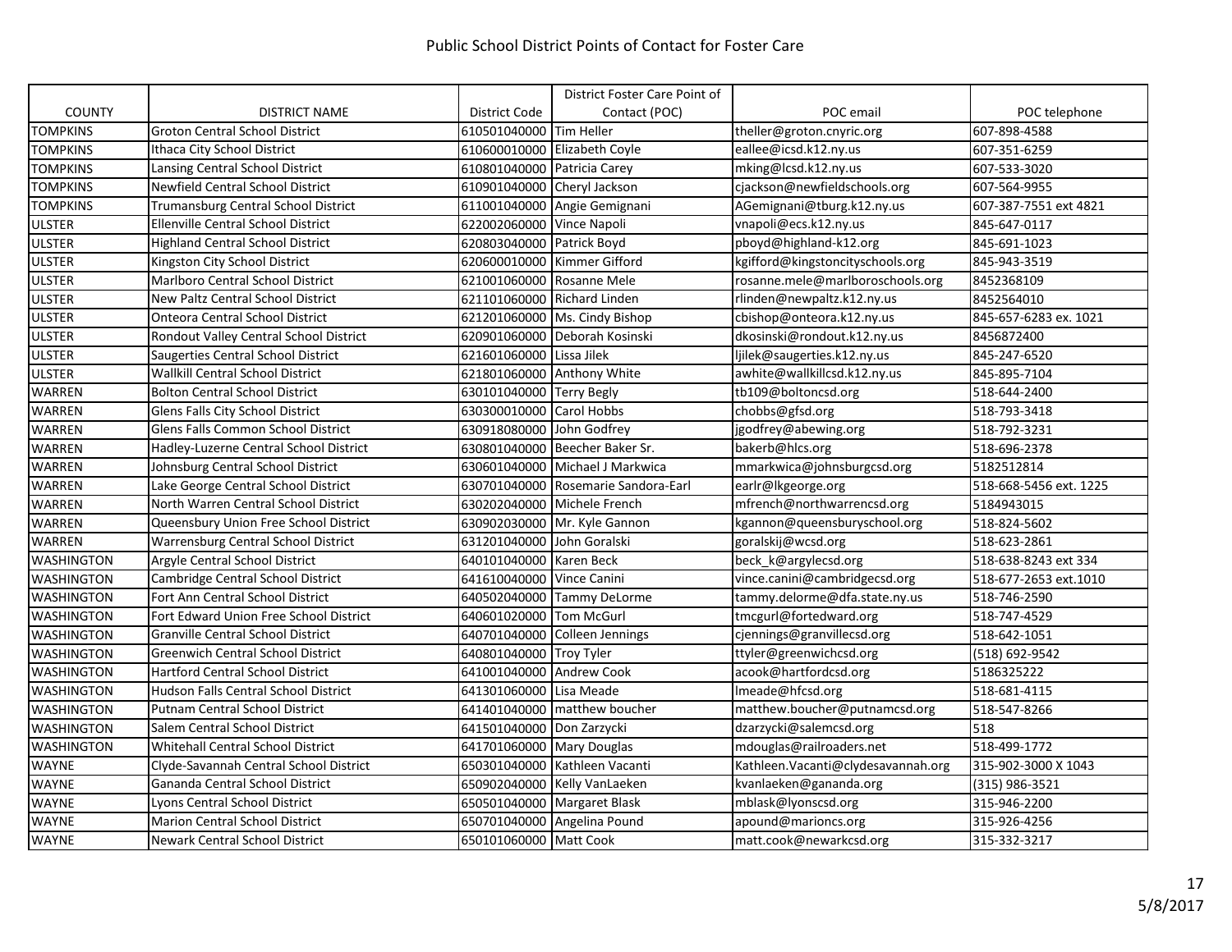# Public School District Points of Contact for Foster Care

| COUNTY | DISTRICT NAME | District Code | District Foster Care Point of Contact (POC) | POC email | POC telephone |
|---|---|---|---|---|---|
| TOMPKINS | Groton Central School District | 610501040000 | Tim Heller | theller@groton.cnyric.org | 607-898-4588 |
| TOMPKINS | Ithaca City School District | 610600010000 | Elizabeth Coyle | eallee@icsd.k12.ny.us | 607-351-6259 |
| TOMPKINS | Lansing Central School District | 610801040000 | Patricia Carey | mking@lcsd.k12.ny.us | 607-533-3020 |
| TOMPKINS | Newfield Central School District | 610901040000 | Cheryl Jackson | cjackson@newfieldschools.org | 607-564-9955 |
| TOMPKINS | Trumansburg Central School District | 611001040000 | Angie Gemignani | AGemignani@tburg.k12.ny.us | 607-387-7551 ext 4821 |
| ULSTER | Ellenville Central School District | 622002060000 | Vince Napoli | vnapoli@ecs.k12.ny.us | 845-647-0117 |
| ULSTER | Highland Central School District | 620803040000 | Patrick Boyd | pboyd@highland-k12.org | 845-691-1023 |
| ULSTER | Kingston City School District | 620600010000 | Kimmer Gifford | kgifford@kingstoncityschools.org | 845-943-3519 |
| ULSTER | Marlboro Central School District | 621001060000 | Rosanne Mele | rosanne.mele@marlboroschools.org | 8452368109 |
| ULSTER | New Paltz Central School District | 621101060000 | Richard Linden | rlinden@newpaltz.k12.ny.us | 8452564010 |
| ULSTER | Onteora Central School District | 621201060000 | Ms. Cindy Bishop | cbishop@onteora.k12.ny.us | 845-657-6283 ex. 1021 |
| ULSTER | Rondout Valley Central School District | 620901060000 | Deborah Kosinski | dkosinski@rondout.k12.ny.us | 8456872400 |
| ULSTER | Saugerties Central School District | 621601060000 | Lissa Jilek | ljilek@saugerties.k12.ny.us | 845-247-6520 |
| ULSTER | Wallkill Central School District | 621801060000 | Anthony White | awhite@wallkillcsd.k12.ny.us | 845-895-7104 |
| WARREN | Bolton Central School District | 630101040000 | Terry Begly | tb109@boltoncsd.org | 518-644-2400 |
| WARREN | Glens Falls City School District | 630300010000 | Carol Hobbs | chobbs@gfsd.org | 518-793-3418 |
| WARREN | Glens Falls Common School District | 630918080000 | John Godfrey | jgodfrey@abewing.org | 518-792-3231 |
| WARREN | Hadley-Luzerne Central School District | 630801040000 | Beecher Baker Sr. | bakerb@hlcs.org | 518-696-2378 |
| WARREN | Johnsburg Central School District | 630601040000 | Michael J Markwica | mmarkwica@johnsburgcsd.org | 5182512814 |
| WARREN | Lake George Central School District | 630701040000 | Rosemarie Sandora-Earl | earlr@lkgeorge.org | 518-668-5456 ext. 1225 |
| WARREN | North Warren Central School District | 630202040000 | Michele French | mfrench@northwarrencsd.org | 5184943015 |
| WARREN | Queensbury Union Free School District | 630902030000 | Mr. Kyle Gannon | kgannon@queensburyschool.org | 518-824-5602 |
| WARREN | Warrensburg Central School District | 631201040000 | John Goralski | goralskij@wcsd.org | 518-623-2861 |
| WASHINGTON | Argyle Central School District | 640101040000 | Karen Beck | beck_k@argylecsd.org | 518-638-8243 ext 334 |
| WASHINGTON | Cambridge Central School District | 641610040000 | Vince Canini | vince.canini@cambridgecsd.org | 518-677-2653 ext.1010 |
| WASHINGTON | Fort Ann Central School District | 640502040000 | Tammy DeLorme | tammy.delorme@dfa.state.ny.us | 518-746-2590 |
| WASHINGTON | Fort Edward Union Free School District | 640601020000 | Tom McGurl | tmcgurl@fortedward.org | 518-747-4529 |
| WASHINGTON | Granville Central School District | 640701040000 | Colleen Jennings | cjennings@granvillecsd.org | 518-642-1051 |
| WASHINGTON | Greenwich Central School District | 640801040000 | Troy Tyler | ttyler@greenwichcsd.org | (518) 692-9542 |
| WASHINGTON | Hartford Central School District | 641001040000 | Andrew Cook | acook@hartfordcsd.org | 5186325222 |
| WASHINGTON | Hudson Falls Central School District | 641301060000 | Lisa Meade | lmeade@hfcsd.org | 518-681-4115 |
| WASHINGTON | Putnam Central School District | 641401040000 | matthew boucher | matthew.boucher@putnamcsd.org | 518-547-8266 |
| WASHINGTON | Salem Central School District | 641501040000 | Don Zarzycki | dzarzycki@salemcsd.org | 518 |
| WASHINGTON | Whitehall Central School District | 641701060000 | Mary Douglas | mdouglas@railroaders.net | 518-499-1772 |
| WAYNE | Clyde-Savannah Central School District | 650301040000 | Kathleen Vacanti | Kathleen.Vacanti@clydesavannah.org | 315-902-3000 X 1043 |
| WAYNE | Gananda Central School District | 650902040000 | Kelly VanLaeken | kvanlaeken@gananda.org | (315) 986-3521 |
| WAYNE | Lyons Central School District | 650501040000 | Margaret Blask | mblask@lyonscsd.org | 315-946-2200 |
| WAYNE | Marion Central School District | 650701040000 | Angelina Pound | apound@marioncs.org | 315-926-4256 |
| WAYNE | Newark Central School District | 650101060000 | Matt Cook | matt.cook@newarkcsd.org | 315-332-3217 |

5/8/2017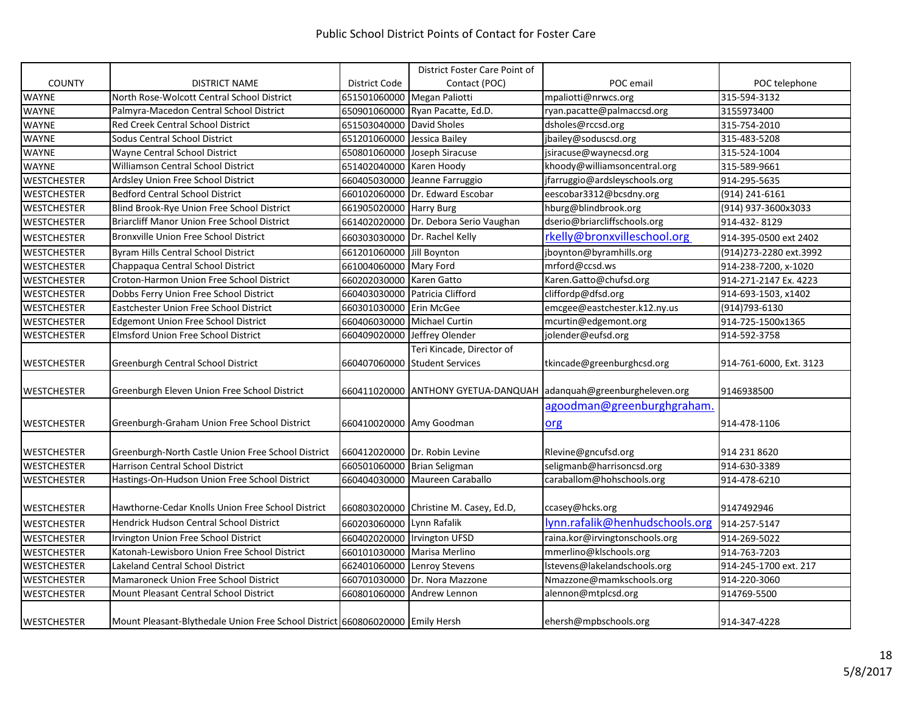# Public School District Points of Contact for Foster Care

| COUNTY | DISTRICT NAME | District Code | District Foster Care Point of Contact (POC) | POC email | POC telephone |
|---|---|---|---|---|---|
| WAYNE | North Rose-Wolcott Central School District | 651501060000 | Megan Paliotti | mpaliotti@nrwcs.org | 315-594-3132 |
| WAYNE | Palmyra-Macedon Central School District | 650901060000 | Ryan Pacatte, Ed.D. | ryan.pacatte@palmaccsd.org | 3155973400 |
| WAYNE | Red Creek Central School District | 651503040000 | David Sholes | dsholes@rccsd.org | 315-754-2010 |
| WAYNE | Sodus Central School District | 651201060000 | Jessica Bailey | jbailey@soduscsd.org | 315-483-5208 |
| WAYNE | Wayne Central School District | 650801060000 | Joseph Siracuse | jsiracuse@waynecsd.org | 315-524-1004 |
| WAYNE | Williamson Central School District | 651402040000 | Karen Hoody | khoody@williamsoncentral.org | 315-589-9661 |
| WESTCHESTER | Ardsley Union Free School District | 660405030000 | Jeanne Farruggio | jfarruggio@ardsleyschools.org | 914-295-5635 |
| WESTCHESTER | Bedford Central School District | 660102060000 | Dr. Edward Escobar | eescobar3312@bcsdny.org | (914) 241-6161 |
| WESTCHESTER | Blind Brook-Rye Union Free School District | 661905020000 | Harry Burg | hburg@blindbrook.org | (914) 937-3600x3033 |
| WESTCHESTER | Briarcliff Manor Union Free School District | 661402020000 | Dr. Debora Serio Vaughan | dserio@briarcliffschools.org | 914-432- 8129 |
| WESTCHESTER | Bronxville Union Free School District | 660303030000 | Dr. Rachel Kelly | rkelly@bronxvilleschool.org | 914-395-0500 ext 2402 |
| WESTCHESTER | Byram Hills Central School District | 661201060000 | Jill Boynton | jboynton@byramhills.org | (914)273-2280 ext.3992 |
| WESTCHESTER | Chappaqua Central School District | 661004060000 | Mary Ford | mrford@ccsd.ws | 914-238-7200, x-1020 |
| WESTCHESTER | Croton-Harmon Union Free School District | 660202030000 | Karen Gatto | Karen.Gatto@chufsd.org | 914-271-2147 Ex. 4223 |
| WESTCHESTER | Dobbs Ferry Union Free School District | 660403030000 | Patricia Clifford | cliffordp@dfsd.org | 914-693-1503, x1402 |
| WESTCHESTER | Eastchester Union Free School District | 660301030000 | Erin McGee | emcgee@eastchester.k12.ny.us | (914)793-6130 |
| WESTCHESTER | Edgemont Union Free School District | 660406030000 | Michael Curtin | mcurtin@edgemont.org | 914-725-1500x1365 |
| WESTCHESTER | Elmsford Union Free School District | 660409020000 | Jeffrey Olender | jolender@eufsd.org | 914-592-3758 |
| WESTCHESTER | Greenburgh Central School District | 660407060000 | Teri Kincade, Director of Student Services | tkincade@greenburghcsd.org | 914-761-6000, Ext. 3123 |
| WESTCHESTER | Greenburgh Eleven Union Free School District | 660411020000 | ANTHONY GYETUA-DANQUAH | adanquah@greenburgheleven.org | 9146938500 |
| WESTCHESTER | Greenburgh-Graham Union Free School District | 660410020000 | Amy Goodman | agoodman@greenburghgraham.org | 914-478-1106 |
| WESTCHESTER | Greenburgh-North Castle Union Free School District | 660412020000 | Dr. Robin Levine | Rlevine@gncufsd.org | 914 231 8620 |
| WESTCHESTER | Harrison Central School District | 660501060000 | Brian Seligman | seligmanb@harrisoncsd.org | 914-630-3389 |
| WESTCHESTER | Hastings-On-Hudson Union Free School District | 660404030000 | Maureen Caraballo | caraballom@hohschools.org | 914-478-6210 |
| WESTCHESTER | Hawthorne-Cedar Knolls Union Free School District | 660803020000 | Christine M. Casey, Ed.D, | ccasey@hcks.org | 9147492946 |
| WESTCHESTER | Hendrick Hudson Central School District | 660203060000 | Lynn Rafalik | lynn.rafalik@henhudschools.org | 914-257-5147 |
| WESTCHESTER | Irvington Union Free School District | 660402020000 | Irvington UFSD | raina.kor@irvingtonschools.org | 914-269-5022 |
| WESTCHESTER | Katonah-Lewisboro Union Free School District | 660101030000 | Marisa Merlino | mmerlino@klschools.org | 914-763-7203 |
| WESTCHESTER | Lakeland Central School District | 662401060000 | Lenroy Stevens | lstevens@lakelandschools.org | 914-245-1700 ext. 217 |
| WESTCHESTER | Mamaroneck Union Free School District | 660701030000 | Dr. Nora Mazzone | Nmazzone@mamkschools.org | 914-220-3060 |
| WESTCHESTER | Mount Pleasant Central School District | 660801060000 | Andrew Lennon | alennon@mtplcsd.org | 914769-5500 |
| WESTCHESTER | Mount Pleasant-Blythedale Union Free School District | 660806020000 | Emily Hersh | ehersh@mpbschools.org | 914-347-4228 |

5/8/2017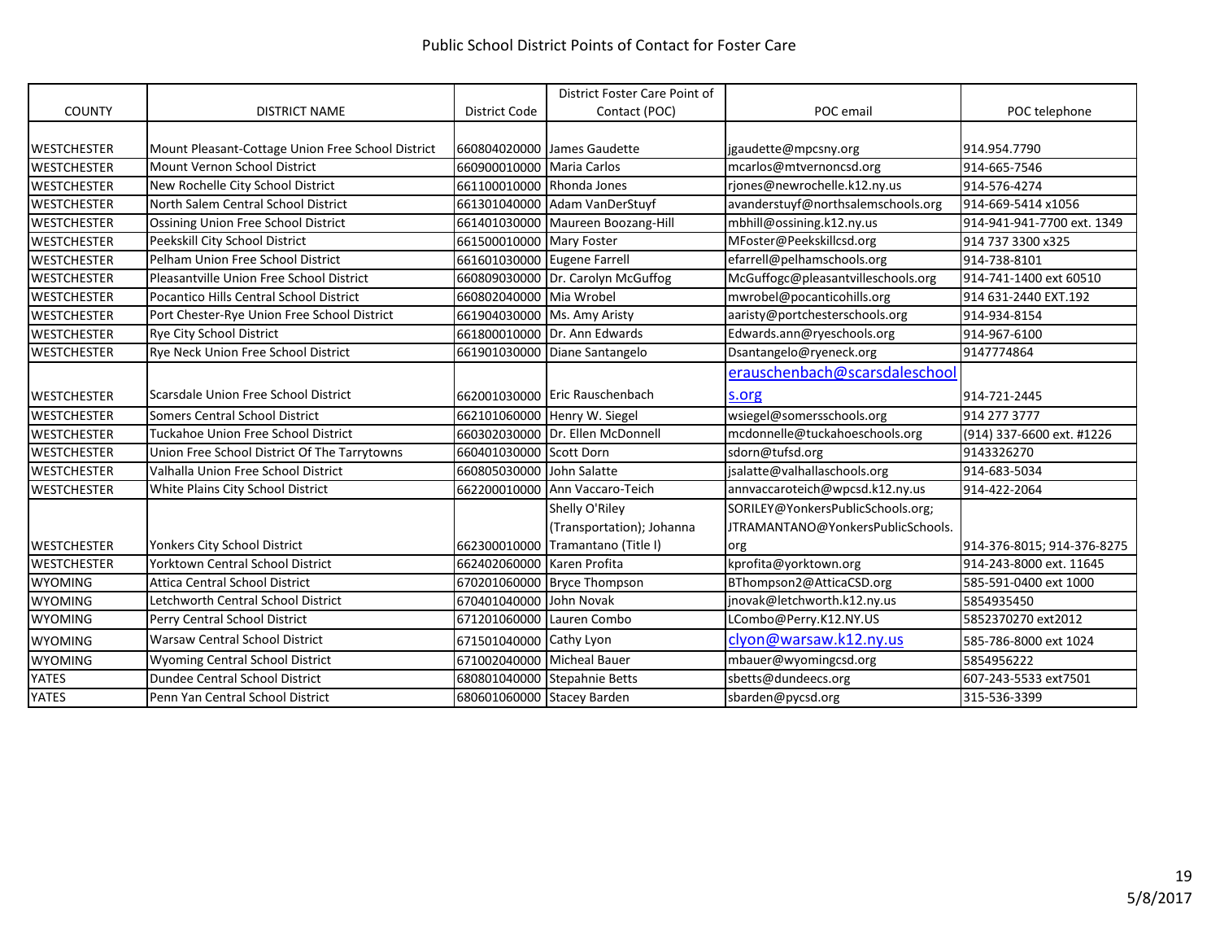Public School District Points of Contact for Foster Care

| COUNTY | DISTRICT NAME | District Code | District Foster Care Point of Contact (POC) | POC email | POC telephone |
|---|---|---|---|---|---|
| WESTCHESTER | Mount Pleasant-Cottage Union Free School District | 660804020000 | James Gaudette | jgaudette@mpcsny.org | 914.954.7790 |
| WESTCHESTER | Mount Vernon School District | 660900010000 | Maria Carlos | mcarlos@mtvernoncsd.org | 914-665-7546 |
| WESTCHESTER | New Rochelle City School District | 661100010000 | Rhonda Jones | rjones@newrochelle.k12.ny.us | 914-576-4274 |
| WESTCHESTER | North Salem Central School District | 661301040000 | Adam VanDerStuyf | avanderstuyf@northsalemschools.org | 914-669-5414 x1056 |
| WESTCHESTER | Ossining Union Free School District | 661401030000 | Maureen Boozang-Hill | mbhill@ossining.k12.ny.us | 914-941-941-7700 ext. 1349 |
| WESTCHESTER | Peekskill City School District | 661500010000 | Mary Foster | MFoster@Peekskillcsd.org | 914 737 3300 x325 |
| WESTCHESTER | Pelham Union Free School District | 661601030000 | Eugene Farrell | efarrell@pelhamschools.org | 914-738-8101 |
| WESTCHESTER | Pleasantville Union Free School District | 660809030000 | Dr. Carolyn McGuffog | McGuffogc@pleasantvilleschools.org | 914-741-1400 ext 60510 |
| WESTCHESTER | Pocantico Hills Central School District | 660802040000 | Mia Wrobel | mwrobel@pocanticohills.org | 914 631-2440 EXT.192 |
| WESTCHESTER | Port Chester-Rye Union Free School District | 661904030000 | Ms. Amy Aristy | aaristy@portchesterschools.org | 914-934-8154 |
| WESTCHESTER | Rye City School District | 661800010000 | Dr. Ann Edwards | Edwards.ann@ryeschools.org | 914-967-6100 |
| WESTCHESTER | Rye Neck Union Free School District | 661901030000 | Diane Santangelo | Dsantangelo@ryeneck.org | 9147774864 |
| WESTCHESTER | Scarsdale Union Free School District | 662001030000 | Eric Rauschenbach | erauschenbach@scarsdaleschools.org | 914-721-2445 |
| WESTCHESTER | Somers Central School District | 662101060000 | Henry W. Siegel | wsiegel@somersschools.org | 914 277 3777 |
| WESTCHESTER | Tuckahoe Union Free School District | 660302030000 | Dr. Ellen McDonnell | mcdonnelle@tuckahoeschools.org | (914) 337-6600 ext. #1226 |
| WESTCHESTER | Union Free School District Of The Tarrytowns | 660401030000 | Scott Dorn | sdorn@tufsd.org | 9143326270 |
| WESTCHESTER | Valhalla Union Free School District | 660805030000 | John Salatte | jsalatte@valhallaschools.org | 914-683-5034 |
| WESTCHESTER | White Plains City School District | 662200010000 | Ann Vaccaro-Teich | annvaccaroteich@wpcsd.k12.ny.us | 914-422-2064 |
| WESTCHESTER | Yonkers City School District | 662300010000 | Shelly O'Riley (Transportation); Johanna Tramantano (Title I) | SORILEY@YonkersPublicSchools.org; JTRAMANTANO@YonkersPublicSchools.org | 914-376-8015; 914-376-8275 |
| WESTCHESTER | Yorktown Central School District | 662402060000 | Karen Profita | kprofita@yorktown.org | 914-243-8000 ext. 11645 |
| WYOMING | Attica Central School District | 670201060000 | Bryce Thompson | BThompson2@AtticaCSD.org | 585-591-0400 ext 1000 |
| WYOMING | Letchworth Central School District | 670401040000 | John Novak | jnovak@letchworth.k12.ny.us | 5854935450 |
| WYOMING | Perry Central School District | 671201060000 | Lauren Combo | LCombo@Perry.K12.NY.US | 5852370270 ext2012 |
| WYOMING | Warsaw Central School District | 671501040000 | Cathy Lyon | clyon@warsaw.k12.ny.us | 585-786-8000 ext 1024 |
| WYOMING | Wyoming Central School District | 671002040000 | Micheal Bauer | mbauer@wyomingcsd.org | 5854956222 |
| YATES | Dundee Central School District | 680801040000 | Stepahnie Betts | sbetts@dundeecs.org | 607-243-5533 ext7501 |
| YATES | Penn Yan Central School District | 680601060000 | Stacey Barden | sbarden@pycsd.org | 315-536-3399 |

5/8/2017